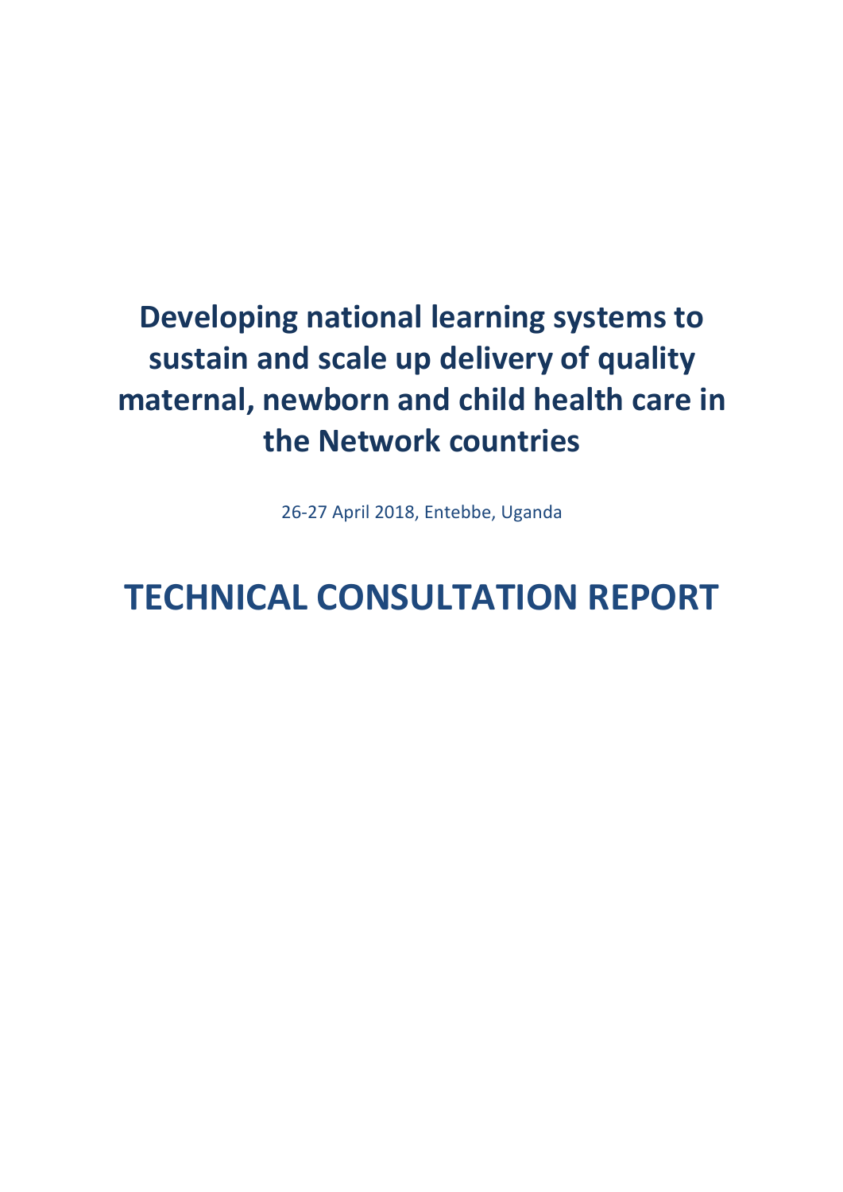# Developing national learning systems to sustain and scale up delivery of quality maternal, newborn and child health care in the Network countries

26-27 April 2018, Entebbe, Uganda

# TECHNICAL CONSULTATION REPORT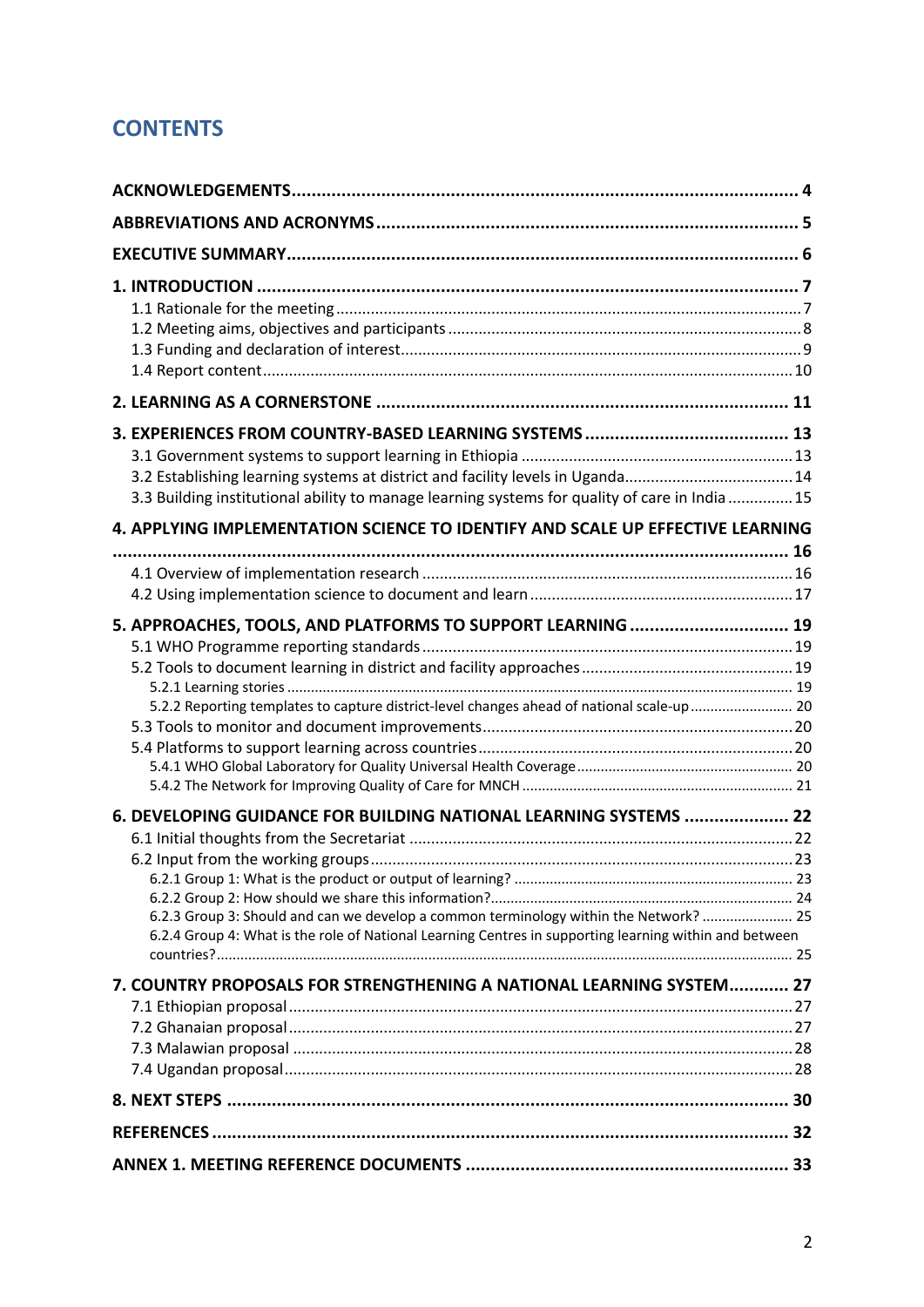# CONTENTS

**ACKNOWLEDGEMENTS** ..................................................................................................... **4**

**ABBREVIATIONS AND ACRONYMS** ................................................................................... **5**

**EXECUTIVE SUMMARY** ..................................................................................................... **6**

**1. INTRODUCTION** ............................................................................................................ **7**

- 1.1 Rationale for the meeting ............................................................................................. 7
- 1.2 Meeting aims, objectives and participants ................................................................... 8
- 1.3 Funding and declaration of interest ............................................................................. 9
- 1.4 Report content ............................................................................................................ 10

**2. LEARNING AS A CORNERSTONE** .................................................................................. **11**

**3. EXPERIENCES FROM COUNTRY-BASED LEARNING SYSTEMS** ......................................... **13**

- 3.1 Government systems to support learning in Ethiopia ................................................ 13
- 3.2 Establishing learning systems at district and facility levels in Uganda ....................... 14
- 3.3 Building institutional ability to manage learning systems for quality of care in India ............... 15

**4. APPLYING IMPLEMENTATION SCIENCE TO IDENTIFY AND SCALE UP EFFECTIVE LEARNING** ....................................................................................................................... **16**

- 4.1 Overview of implementation research ....................................................................... 16
- 4.2 Using implementation science to document and learn .............................................. 17

**5. APPROACHES, TOOLS, AND PLATFORMS TO SUPPORT LEARNING** ................................ **19**

- 5.1 WHO Programme reporting standards ....................................................................... 19
- 5.2 Tools to document learning in district and facility approaches ................................. 19
  - 5.2.1 Learning stories ................................................................................................. 19
  - 5.2.2 Reporting templates to capture district-level changes ahead of national scale-up .......................... 20
- 5.3 Tools to monitor and document improvements ........................................................ 20
- 5.4 Platforms to support learning across countries ......................................................... 20
  - 5.4.1 WHO Global Laboratory for Quality Universal Health Coverage ....................... 20
  - 5.4.2 The Network for Improving Quality of Care for MNCH ..................................... 21

**6. DEVELOPING GUIDANCE FOR BUILDING NATIONAL LEARNING SYSTEMS** ..................... **22**

- 6.1 Initial thoughts from the Secretariat ......................................................................... 22
- 6.2 Input from the working groups .................................................................................. 23
  - 6.2.1 Group 1: What is the product or output of learning? ...................................... 23
  - 6.2.2 Group 2: How should we share this information? ............................................ 24
  - 6.2.3 Group 3: Should and can we develop a common terminology within the Network? ....................... 25
  - 6.2.4 Group 4: What is the role of National Learning Centres in supporting learning within and between countries? ................................................................................................ 25

**7. COUNTRY PROPOSALS FOR STRENGTHENING A NATIONAL LEARNING SYSTEM** ............ **27**

- 7.1 Ethiopian proposal ..................................................................................................... 27
- 7.2 Ghanaian proposal ..................................................................................................... 27
- 7.3 Malawian proposal ..................................................................................................... 28
- 7.4 Ugandan proposal ...................................................................................................... 28

**8. NEXT STEPS** ................................................................................................................ **30**

**REFERENCES** .................................................................................................................... **32**

**ANNEX 1. MEETING REFERENCE DOCUMENTS** ................................................................. **33**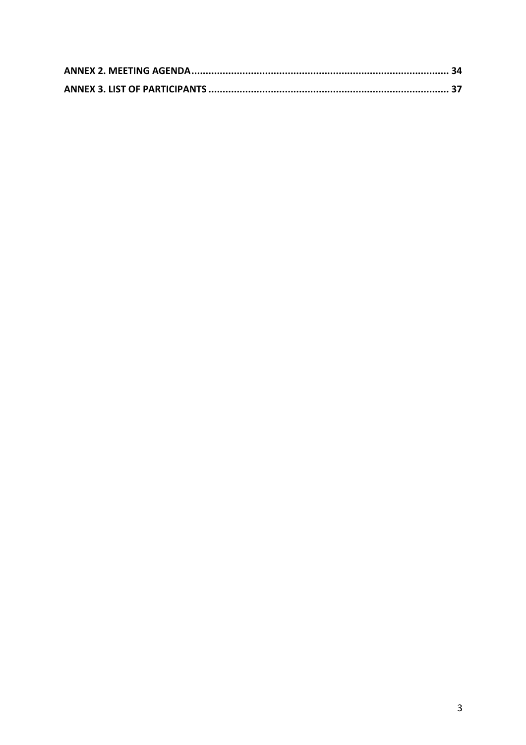**ANNEX 2. MEETING AGENDA** ........................................................................................ 34

**ANNEX 3. LIST OF PARTICIPANTS** .................................................................................. 37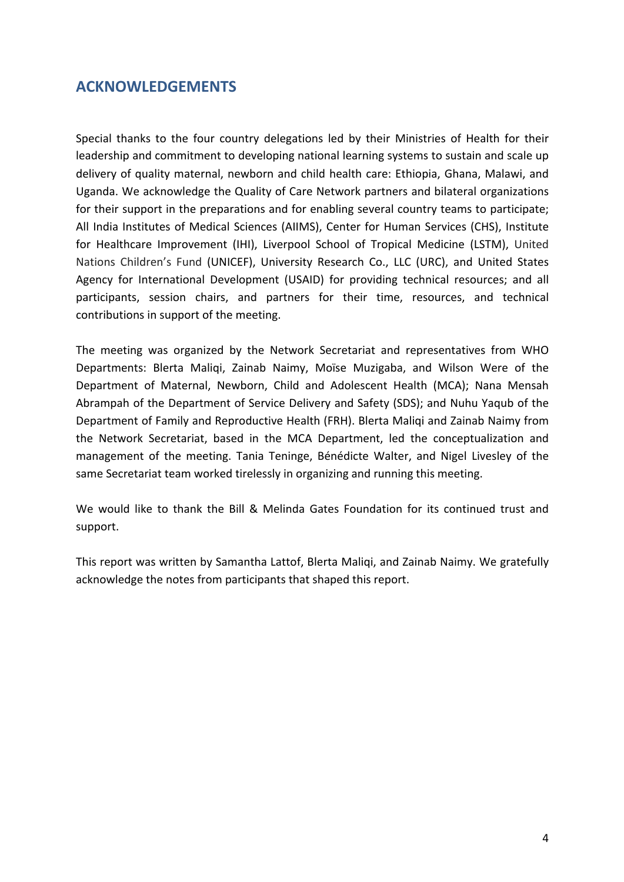## ACKNOWLEDGEMENTS

Special thanks to the four country delegations led by their Ministries of Health for their leadership and commitment to developing national learning systems to sustain and scale up delivery of quality maternal, newborn and child health care: Ethiopia, Ghana, Malawi, and Uganda. We acknowledge the Quality of Care Network partners and bilateral organizations for their support in the preparations and for enabling several country teams to participate; All India Institutes of Medical Sciences (AIIMS), Center for Human Services (CHS), Institute for Healthcare Improvement (IHI), Liverpool School of Tropical Medicine (LSTM), United Nations Children's Fund (UNICEF), University Research Co., LLC (URC), and United States Agency for International Development (USAID) for providing technical resources; and all participants, session chairs, and partners for their time, resources, and technical contributions in support of the meeting.

The meeting was organized by the Network Secretariat and representatives from WHO Departments: Blerta Maliqi, Zainab Naimy, Moïse Muzigaba, and Wilson Were of the Department of Maternal, Newborn, Child and Adolescent Health (MCA); Nana Mensah Abrampah of the Department of Service Delivery and Safety (SDS); and Nuhu Yaqub of the Department of Family and Reproductive Health (FRH). Blerta Maliqi and Zainab Naimy from the Network Secretariat, based in the MCA Department, led the conceptualization and management of the meeting. Tania Teninge, Bénédicte Walter, and Nigel Livesley of the same Secretariat team worked tirelessly in organizing and running this meeting.

We would like to thank the Bill & Melinda Gates Foundation for its continued trust and support.

This report was written by Samantha Lattof, Blerta Maliqi, and Zainab Naimy. We gratefully acknowledge the notes from participants that shaped this report.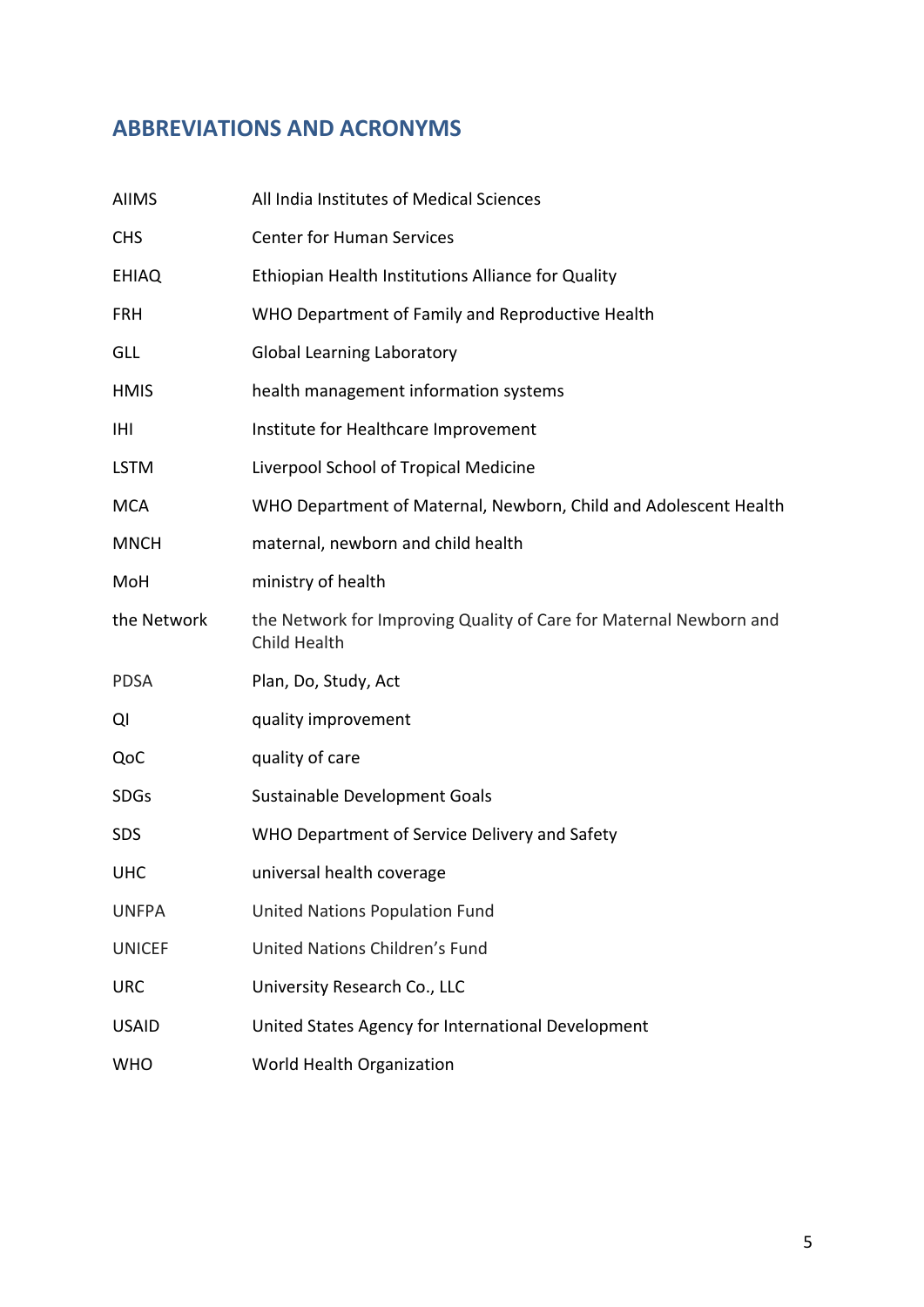## ABBREVIATIONS AND ACRONYMS

| | |
|---|---|
| AIIMS | All India Institutes of Medical Sciences |
| CHS | Center for Human Services |
| EHIAQ | Ethiopian Health Institutions Alliance for Quality |
| FRH | WHO Department of Family and Reproductive Health |
| GLL | Global Learning Laboratory |
| HMIS | health management information systems |
| IHI | Institute for Healthcare Improvement |
| LSTM | Liverpool School of Tropical Medicine |
| MCA | WHO Department of Maternal, Newborn, Child and Adolescent Health |
| MNCH | maternal, newborn and child health |
| MoH | ministry of health |
| the Network | the Network for Improving Quality of Care for Maternal Newborn and Child Health |
| PDSA | Plan, Do, Study, Act |
| QI | quality improvement |
| QoC | quality of care |
| SDGs | Sustainable Development Goals |
| SDS | WHO Department of Service Delivery and Safety |
| UHC | universal health coverage |
| UNFPA | United Nations Population Fund |
| UNICEF | United Nations Children's Fund |
| URC | University Research Co., LLC |
| USAID | United States Agency for International Development |
| WHO | World Health Organization |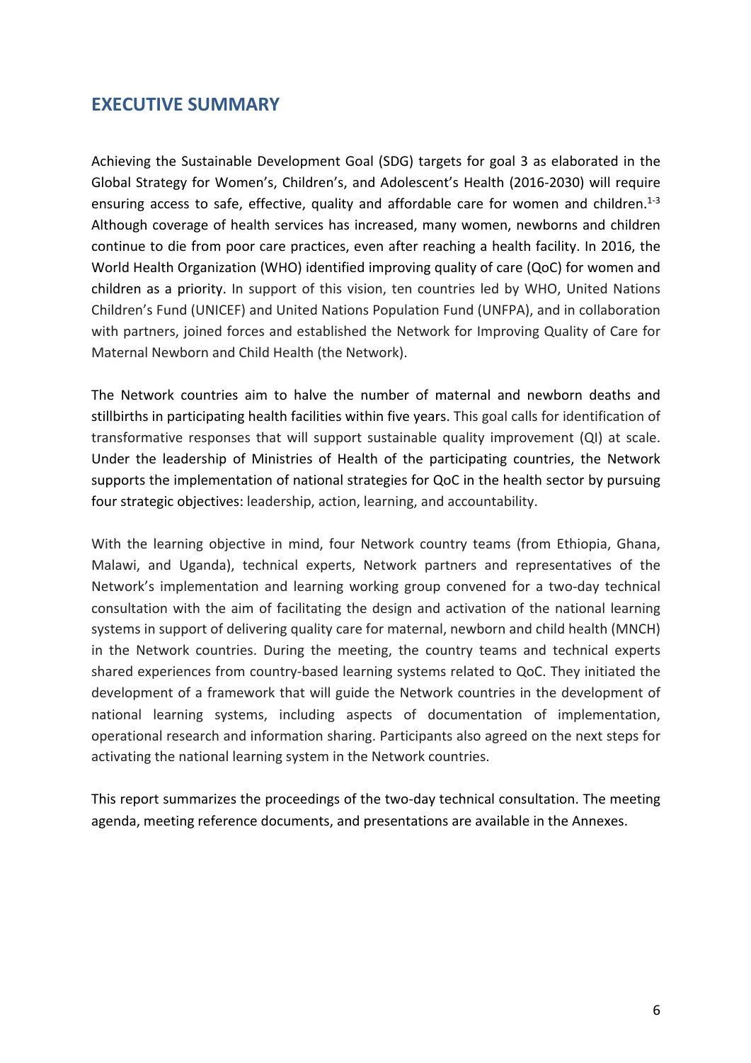## EXECUTIVE SUMMARY

Achieving the Sustainable Development Goal (SDG) targets for goal 3 as elaborated in the Global Strategy for Women's, Children's, and Adolescent's Health (2016-2030) will require ensuring access to safe, effective, quality and affordable care for women and children.[1-3] Although coverage of health services has increased, many women, newborns and children continue to die from poor care practices, even after reaching a health facility. In 2016, the World Health Organization (WHO) identified improving quality of care (QoC) for women and children as a priority. In support of this vision, ten countries led by WHO, United Nations Children's Fund (UNICEF) and United Nations Population Fund (UNFPA), and in collaboration with partners, joined forces and established the Network for Improving Quality of Care for Maternal Newborn and Child Health (the Network).

The Network countries aim to halve the number of maternal and newborn deaths and stillbirths in participating health facilities within five years. This goal calls for identification of transformative responses that will support sustainable quality improvement (QI) at scale. Under the leadership of Ministries of Health of the participating countries, the Network supports the implementation of national strategies for QoC in the health sector by pursuing four strategic objectives: leadership, action, learning, and accountability.

With the learning objective in mind, four Network country teams (from Ethiopia, Ghana, Malawi, and Uganda), technical experts, Network partners and representatives of the Network's implementation and learning working group convened for a two-day technical consultation with the aim of facilitating the design and activation of the national learning systems in support of delivering quality care for maternal, newborn and child health (MNCH) in the Network countries. During the meeting, the country teams and technical experts shared experiences from country-based learning systems related to QoC. They initiated the development of a framework that will guide the Network countries in the development of national learning systems, including aspects of documentation of implementation, operational research and information sharing. Participants also agreed on the next steps for activating the national learning system in the Network countries.

This report summarizes the proceedings of the two-day technical consultation. The meeting agenda, meeting reference documents, and presentations are available in the Annexes.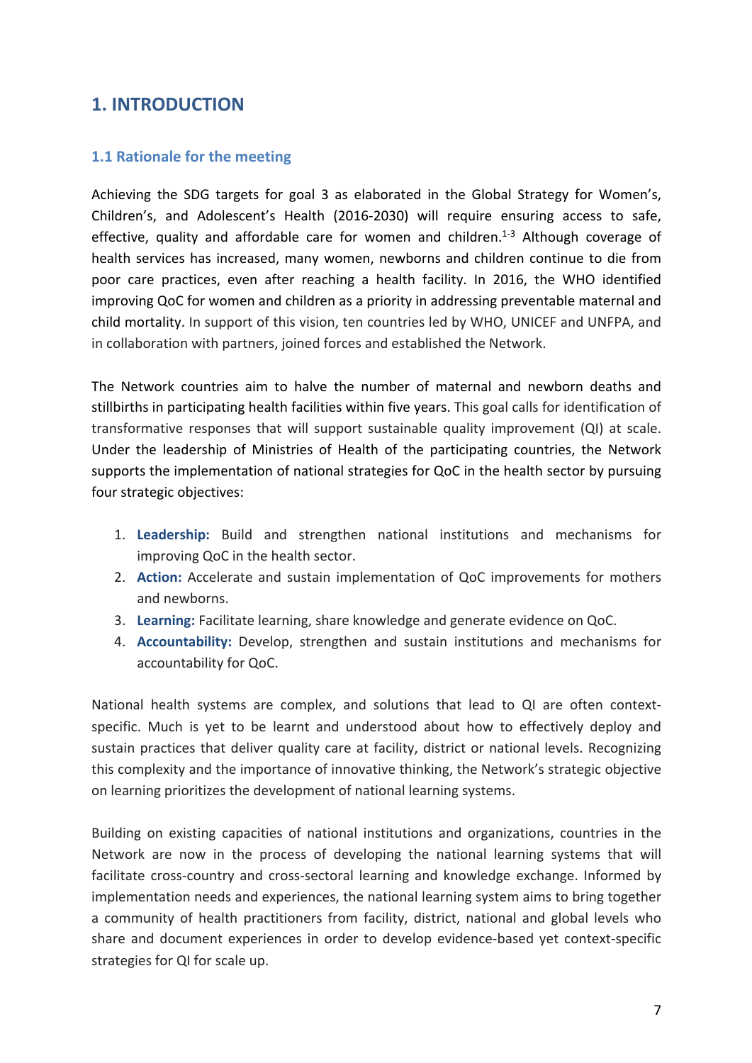# 1. INTRODUCTION

## 1.1 Rationale for the meeting

Achieving the SDG targets for goal 3 as elaborated in the Global Strategy for Women's, Children's, and Adolescent's Health (2016-2030) will require ensuring access to safe, effective, quality and affordable care for women and children.[1-3] Although coverage of health services has increased, many women, newborns and children continue to die from poor care practices, even after reaching a health facility. In 2016, the WHO identified improving QoC for women and children as a priority in addressing preventable maternal and child mortality. In support of this vision, ten countries led by WHO, UNICEF and UNFPA, and in collaboration with partners, joined forces and established the Network.

The Network countries aim to halve the number of maternal and newborn deaths and stillbirths in participating health facilities within five years. This goal calls for identification of transformative responses that will support sustainable quality improvement (QI) at scale. Under the leadership of Ministries of Health of the participating countries, the Network supports the implementation of national strategies for QoC in the health sector by pursuing four strategic objectives:

1. **Leadership:** Build and strengthen national institutions and mechanisms for improving QoC in the health sector.
2. **Action:** Accelerate and sustain implementation of QoC improvements for mothers and newborns.
3. **Learning:** Facilitate learning, share knowledge and generate evidence on QoC.
4. **Accountability:** Develop, strengthen and sustain institutions and mechanisms for accountability for QoC.

National health systems are complex, and solutions that lead to QI are often context-specific. Much is yet to be learnt and understood about how to effectively deploy and sustain practices that deliver quality care at facility, district or national levels. Recognizing this complexity and the importance of innovative thinking, the Network's strategic objective on learning prioritizes the development of national learning systems.

Building on existing capacities of national institutions and organizations, countries in the Network are now in the process of developing the national learning systems that will facilitate cross-country and cross-sectoral learning and knowledge exchange. Informed by implementation needs and experiences, the national learning system aims to bring together a community of health practitioners from facility, district, national and global levels who share and document experiences in order to develop evidence-based yet context-specific strategies for QI for scale up.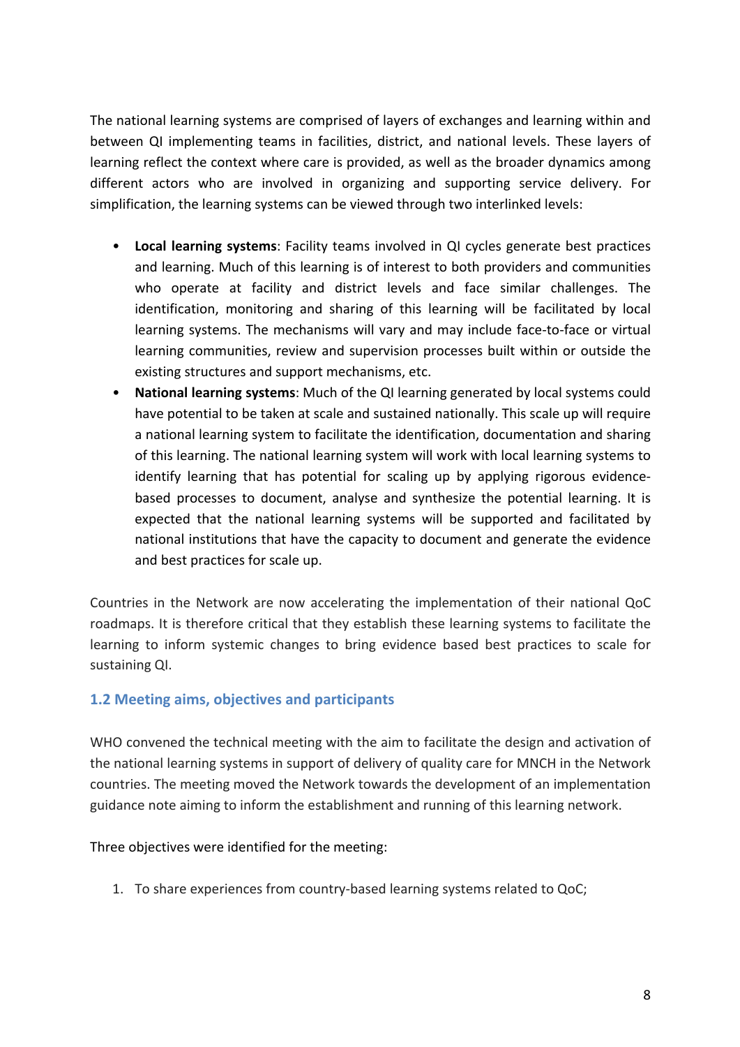The national learning systems are comprised of layers of exchanges and learning within and between QI implementing teams in facilities, district, and national levels. These layers of learning reflect the context where care is provided, as well as the broader dynamics among different actors who are involved in organizing and supporting service delivery. For simplification, the learning systems can be viewed through two interlinked levels:

- **Local learning systems**: Facility teams involved in QI cycles generate best practices and learning. Much of this learning is of interest to both providers and communities who operate at facility and district levels and face similar challenges. The identification, monitoring and sharing of this learning will be facilitated by local learning systems. The mechanisms will vary and may include face-to-face or virtual learning communities, review and supervision processes built within or outside the existing structures and support mechanisms, etc.
- **National learning systems**: Much of the QI learning generated by local systems could have potential to be taken at scale and sustained nationally. This scale up will require a national learning system to facilitate the identification, documentation and sharing of this learning. The national learning system will work with local learning systems to identify learning that has potential for scaling up by applying rigorous evidence-based processes to document, analyse and synthesize the potential learning. It is expected that the national learning systems will be supported and facilitated by national institutions that have the capacity to document and generate the evidence and best practices for scale up.

Countries in the Network are now accelerating the implementation of their national QoC roadmaps. It is therefore critical that they establish these learning systems to facilitate the learning to inform systemic changes to bring evidence based best practices to scale for sustaining QI.

## 1.2 Meeting aims, objectives and participants

WHO convened the technical meeting with the aim to facilitate the design and activation of the national learning systems in support of delivery of quality care for MNCH in the Network countries. The meeting moved the Network towards the development of an implementation guidance note aiming to inform the establishment and running of this learning network.

Three objectives were identified for the meeting:

1. To share experiences from country-based learning systems related to QoC;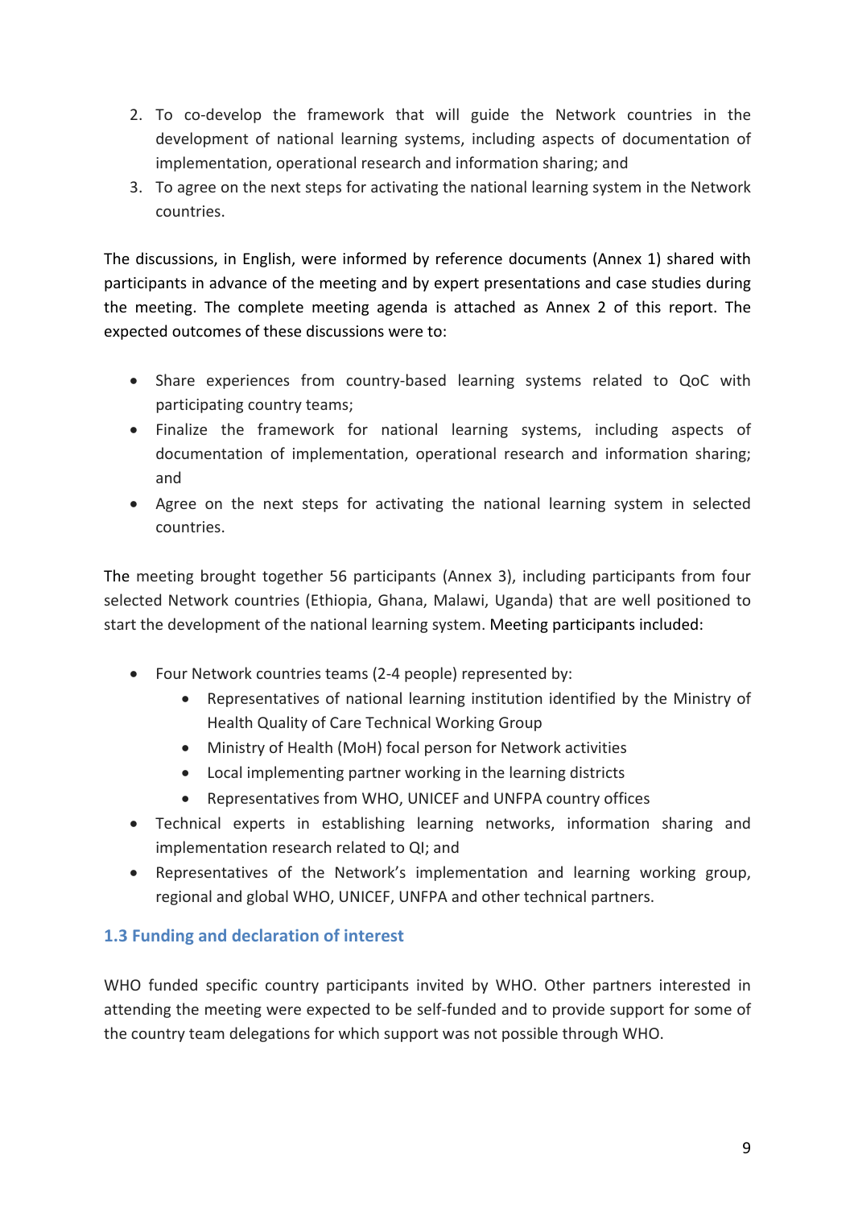2. To co-develop the framework that will guide the Network countries in the development of national learning systems, including aspects of documentation of implementation, operational research and information sharing; and
3. To agree on the next steps for activating the national learning system in the Network countries.

The discussions, in English, were informed by reference documents (Annex 1) shared with participants in advance of the meeting and by expert presentations and case studies during the meeting. The complete meeting agenda is attached as Annex 2 of this report. The expected outcomes of these discussions were to:

- Share experiences from country-based learning systems related to QoC with participating country teams;
- Finalize the framework for national learning systems, including aspects of documentation of implementation, operational research and information sharing; and
- Agree on the next steps for activating the national learning system in selected countries.

The meeting brought together 56 participants (Annex 3), including participants from four selected Network countries (Ethiopia, Ghana, Malawi, Uganda) that are well positioned to start the development of the national learning system. Meeting participants included:

- Four Network countries teams (2-4 people) represented by:
  - Representatives of national learning institution identified by the Ministry of Health Quality of Care Technical Working Group
  - Ministry of Health (MoH) focal person for Network activities
  - Local implementing partner working in the learning districts
  - Representatives from WHO, UNICEF and UNFPA country offices
- Technical experts in establishing learning networks, information sharing and implementation research related to QI; and
- Representatives of the Network's implementation and learning working group, regional and global WHO, UNICEF, UNFPA and other technical partners.

### 1.3 Funding and declaration of interest

WHO funded specific country participants invited by WHO. Other partners interested in attending the meeting were expected to be self-funded and to provide support for some of the country team delegations for which support was not possible through WHO.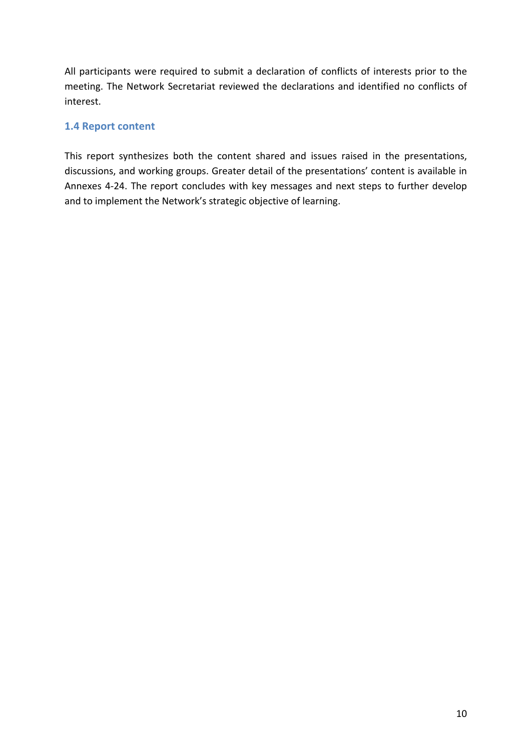All participants were required to submit a declaration of conflicts of interests prior to the meeting. The Network Secretariat reviewed the declarations and identified no conflicts of interest.

### 1.4 Report content

This report synthesizes both the content shared and issues raised in the presentations, discussions, and working groups. Greater detail of the presentations' content is available in Annexes 4-24. The report concludes with key messages and next steps to further develop and to implement the Network's strategic objective of learning.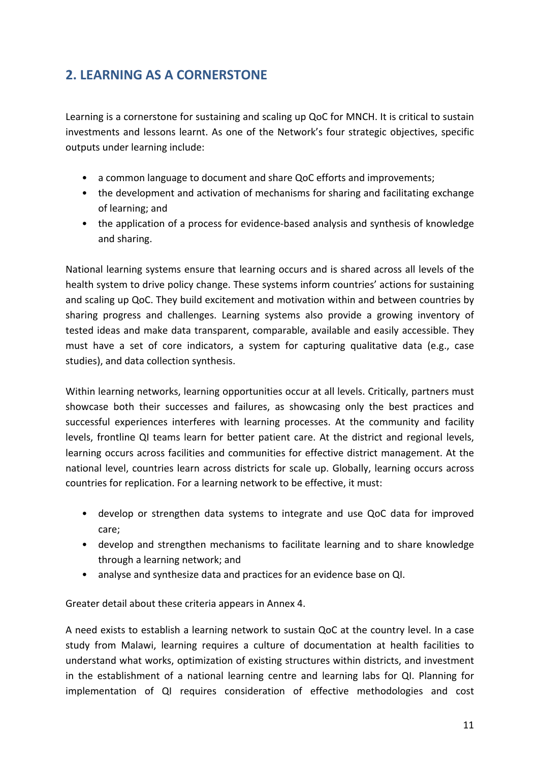## 2. LEARNING AS A CORNERSTONE

Learning is a cornerstone for sustaining and scaling up QoC for MNCH. It is critical to sustain investments and lessons learnt. As one of the Network's four strategic objectives, specific outputs under learning include:

- a common language to document and share QoC efforts and improvements;
- the development and activation of mechanisms for sharing and facilitating exchange of learning; and
- the application of a process for evidence-based analysis and synthesis of knowledge and sharing.

National learning systems ensure that learning occurs and is shared across all levels of the health system to drive policy change. These systems inform countries' actions for sustaining and scaling up QoC. They build excitement and motivation within and between countries by sharing progress and challenges. Learning systems also provide a growing inventory of tested ideas and make data transparent, comparable, available and easily accessible. They must have a set of core indicators, a system for capturing qualitative data (e.g., case studies), and data collection synthesis.

Within learning networks, learning opportunities occur at all levels. Critically, partners must showcase both their successes and failures, as showcasing only the best practices and successful experiences interferes with learning processes. At the community and facility levels, frontline QI teams learn for better patient care. At the district and regional levels, learning occurs across facilities and communities for effective district management. At the national level, countries learn across districts for scale up. Globally, learning occurs across countries for replication. For a learning network to be effective, it must:

- develop or strengthen data systems to integrate and use QoC data for improved care;
- develop and strengthen mechanisms to facilitate learning and to share knowledge through a learning network; and
- analyse and synthesize data and practices for an evidence base on QI.

Greater detail about these criteria appears in Annex 4.

A need exists to establish a learning network to sustain QoC at the country level. In a case study from Malawi, learning requires a culture of documentation at health facilities to understand what works, optimization of existing structures within districts, and investment in the establishment of a national learning centre and learning labs for QI. Planning for implementation of QI requires consideration of effective methodologies and cost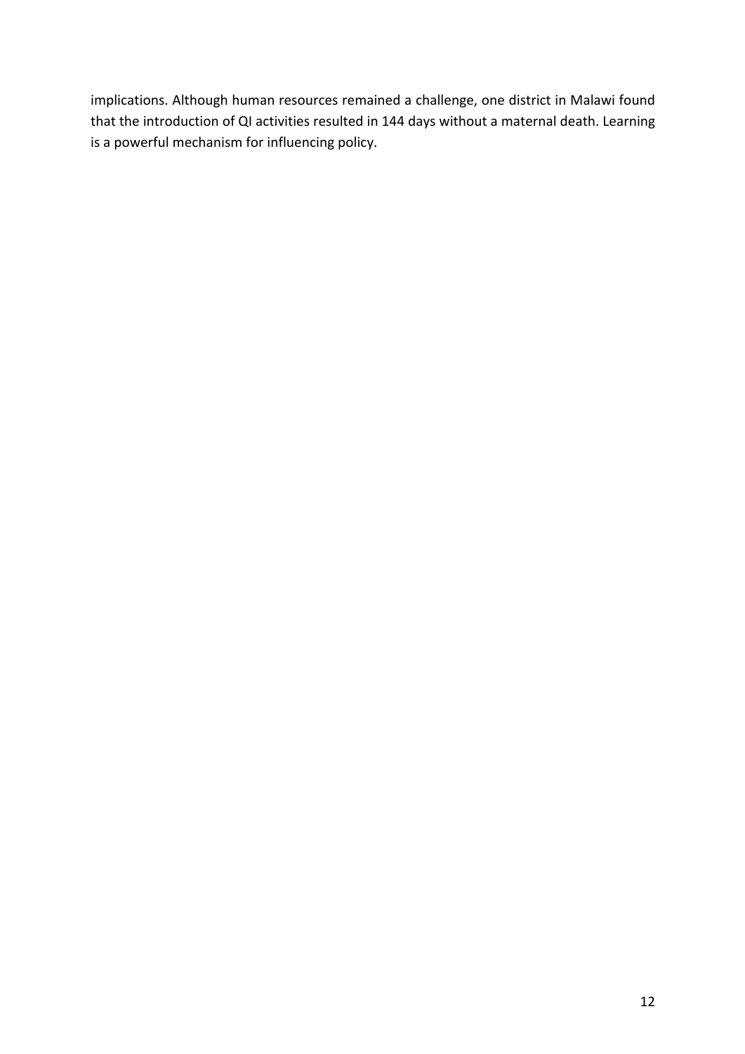implications. Although human resources remained a challenge, one district in Malawi found that the introduction of QI activities resulted in 144 days without a maternal death. Learning is a powerful mechanism for influencing policy.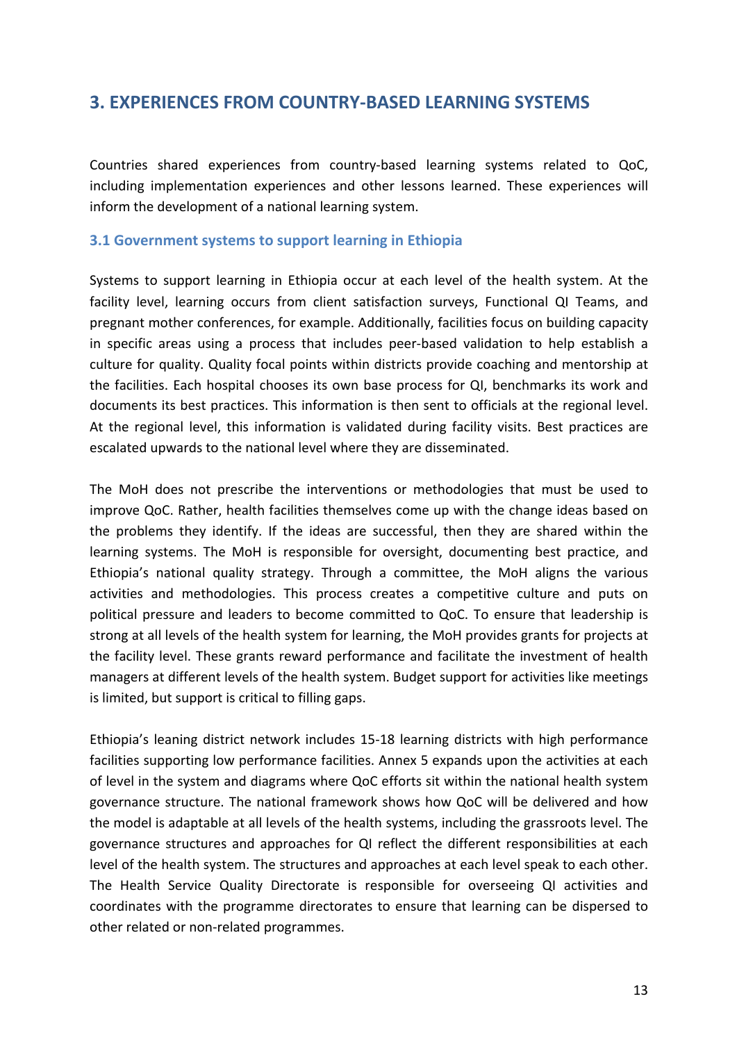## 3. EXPERIENCES FROM COUNTRY-BASED LEARNING SYSTEMS

Countries shared experiences from country-based learning systems related to QoC, including implementation experiences and other lessons learned. These experiences will inform the development of a national learning system.

### 3.1 Government systems to support learning in Ethiopia

Systems to support learning in Ethiopia occur at each level of the health system. At the facility level, learning occurs from client satisfaction surveys, Functional QI Teams, and pregnant mother conferences, for example. Additionally, facilities focus on building capacity in specific areas using a process that includes peer-based validation to help establish a culture for quality. Quality focal points within districts provide coaching and mentorship at the facilities. Each hospital chooses its own base process for QI, benchmarks its work and documents its best practices. This information is then sent to officials at the regional level. At the regional level, this information is validated during facility visits. Best practices are escalated upwards to the national level where they are disseminated.

The MoH does not prescribe the interventions or methodologies that must be used to improve QoC. Rather, health facilities themselves come up with the change ideas based on the problems they identify. If the ideas are successful, then they are shared within the learning systems. The MoH is responsible for oversight, documenting best practice, and Ethiopia's national quality strategy. Through a committee, the MoH aligns the various activities and methodologies. This process creates a competitive culture and puts on political pressure and leaders to become committed to QoC. To ensure that leadership is strong at all levels of the health system for learning, the MoH provides grants for projects at the facility level. These grants reward performance and facilitate the investment of health managers at different levels of the health system. Budget support for activities like meetings is limited, but support is critical to filling gaps.

Ethiopia's leaning district network includes 15-18 learning districts with high performance facilities supporting low performance facilities. Annex 5 expands upon the activities at each of level in the system and diagrams where QoC efforts sit within the national health system governance structure. The national framework shows how QoC will be delivered and how the model is adaptable at all levels of the health systems, including the grassroots level. The governance structures and approaches for QI reflect the different responsibilities at each level of the health system. The structures and approaches at each level speak to each other. The Health Service Quality Directorate is responsible for overseeing QI activities and coordinates with the programme directorates to ensure that learning can be dispersed to other related or non-related programmes.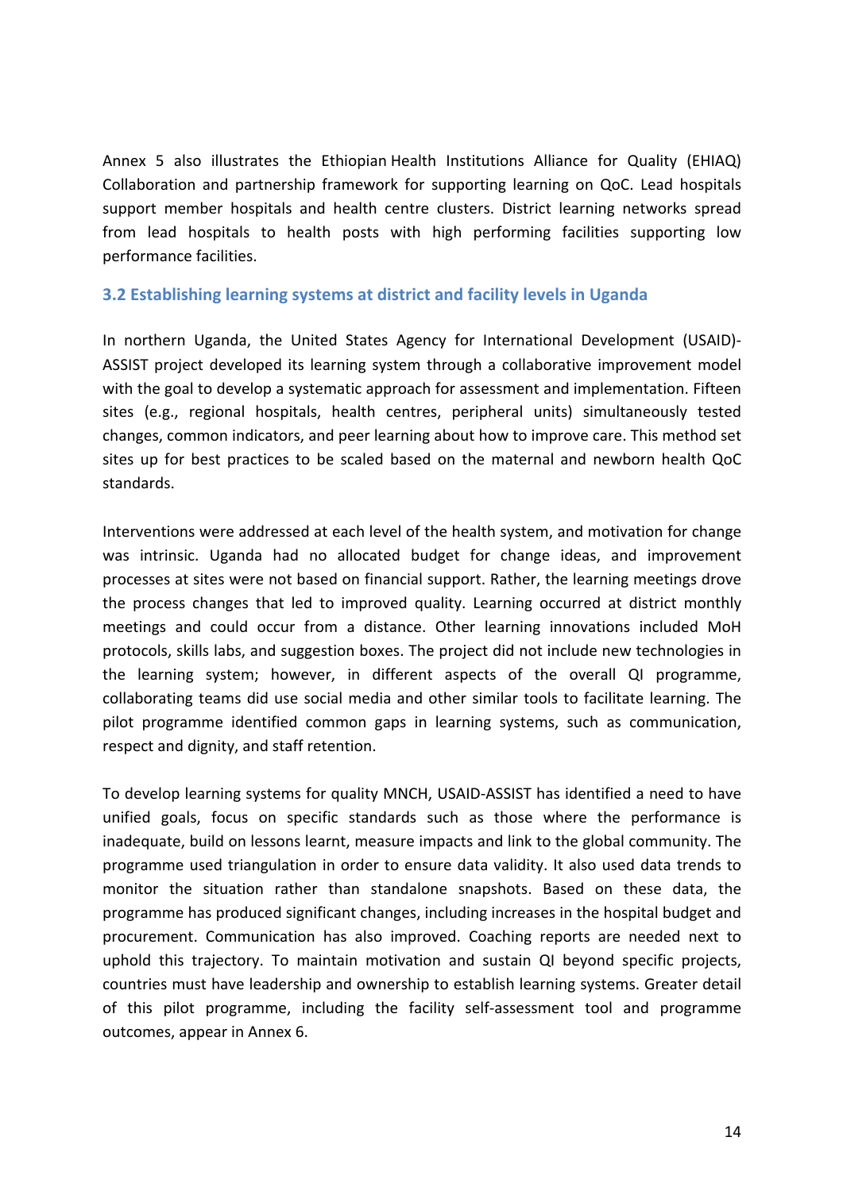Annex 5 also illustrates the Ethiopian Health Institutions Alliance for Quality (EHIAQ) Collaboration and partnership framework for supporting learning on QoC. Lead hospitals support member hospitals and health centre clusters. District learning networks spread from lead hospitals to health posts with high performing facilities supporting low performance facilities.

### 3.2 Establishing learning systems at district and facility levels in Uganda

In northern Uganda, the United States Agency for International Development (USAID)-ASSIST project developed its learning system through a collaborative improvement model with the goal to develop a systematic approach for assessment and implementation. Fifteen sites (e.g., regional hospitals, health centres, peripheral units) simultaneously tested changes, common indicators, and peer learning about how to improve care. This method set sites up for best practices to be scaled based on the maternal and newborn health QoC standards.

Interventions were addressed at each level of the health system, and motivation for change was intrinsic. Uganda had no allocated budget for change ideas, and improvement processes at sites were not based on financial support. Rather, the learning meetings drove the process changes that led to improved quality. Learning occurred at district monthly meetings and could occur from a distance. Other learning innovations included MoH protocols, skills labs, and suggestion boxes. The project did not include new technologies in the learning system; however, in different aspects of the overall QI programme, collaborating teams did use social media and other similar tools to facilitate learning. The pilot programme identified common gaps in learning systems, such as communication, respect and dignity, and staff retention.

To develop learning systems for quality MNCH, USAID-ASSIST has identified a need to have unified goals, focus on specific standards such as those where the performance is inadequate, build on lessons learnt, measure impacts and link to the global community. The programme used triangulation in order to ensure data validity. It also used data trends to monitor the situation rather than standalone snapshots. Based on these data, the programme has produced significant changes, including increases in the hospital budget and procurement. Communication has also improved. Coaching reports are needed next to uphold this trajectory. To maintain motivation and sustain QI beyond specific projects, countries must have leadership and ownership to establish learning systems. Greater detail of this pilot programme, including the facility self-assessment tool and programme outcomes, appear in Annex 6.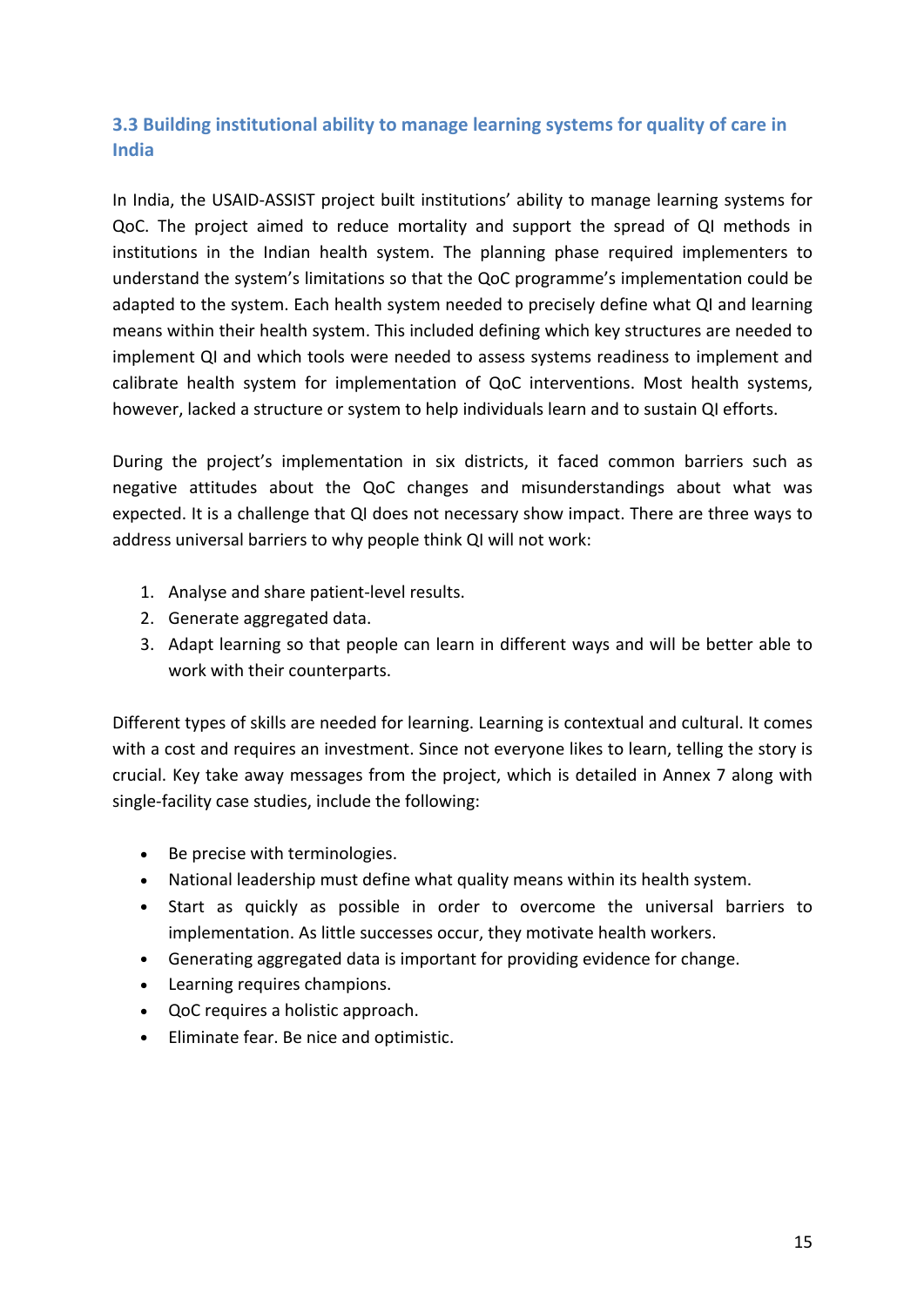### 3.3 Building institutional ability to manage learning systems for quality of care in India

In India, the USAID-ASSIST project built institutions' ability to manage learning systems for QoC. The project aimed to reduce mortality and support the spread of QI methods in institutions in the Indian health system. The planning phase required implementers to understand the system's limitations so that the QoC programme's implementation could be adapted to the system. Each health system needed to precisely define what QI and learning means within their health system. This included defining which key structures are needed to implement QI and which tools were needed to assess systems readiness to implement and calibrate health system for implementation of QoC interventions. Most health systems, however, lacked a structure or system to help individuals learn and to sustain QI efforts.

During the project's implementation in six districts, it faced common barriers such as negative attitudes about the QoC changes and misunderstandings about what was expected. It is a challenge that QI does not necessary show impact. There are three ways to address universal barriers to why people think QI will not work:

1. Analyse and share patient-level results.
2. Generate aggregated data.
3. Adapt learning so that people can learn in different ways and will be better able to work with their counterparts.

Different types of skills are needed for learning. Learning is contextual and cultural. It comes with a cost and requires an investment. Since not everyone likes to learn, telling the story is crucial. Key take away messages from the project, which is detailed in Annex 7 along with single-facility case studies, include the following:

- Be precise with terminologies.
- National leadership must define what quality means within its health system.
- Start as quickly as possible in order to overcome the universal barriers to implementation. As little successes occur, they motivate health workers.
- Generating aggregated data is important for providing evidence for change.
- Learning requires champions.
- QoC requires a holistic approach.
- Eliminate fear. Be nice and optimistic.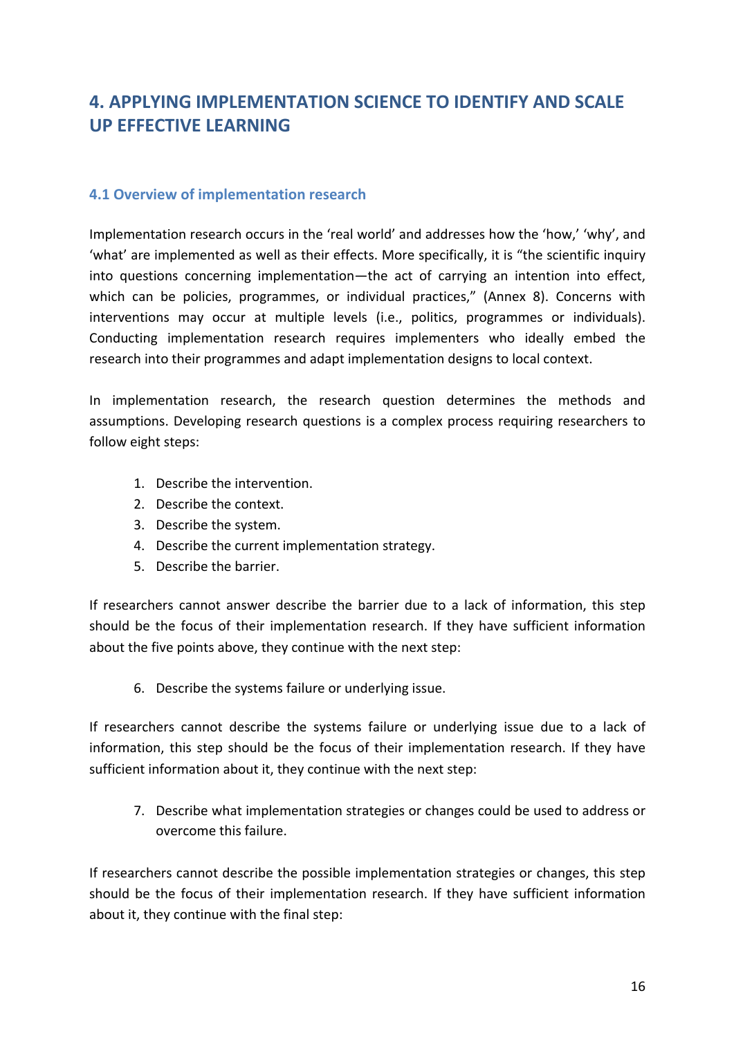# 4. APPLYING IMPLEMENTATION SCIENCE TO IDENTIFY AND SCALE UP EFFECTIVE LEARNING

## 4.1 Overview of implementation research

Implementation research occurs in the 'real world' and addresses how the 'how,' 'why', and 'what' are implemented as well as their effects. More specifically, it is "the scientific inquiry into questions concerning implementation—the act of carrying an intention into effect, which can be policies, programmes, or individual practices," (Annex 8). Concerns with interventions may occur at multiple levels (i.e., politics, programmes or individuals). Conducting implementation research requires implementers who ideally embed the research into their programmes and adapt implementation designs to local context.

In implementation research, the research question determines the methods and assumptions. Developing research questions is a complex process requiring researchers to follow eight steps:

1. Describe the intervention.
2. Describe the context.
3. Describe the system.
4. Describe the current implementation strategy.
5. Describe the barrier.

If researchers cannot answer describe the barrier due to a lack of information, this step should be the focus of their implementation research. If they have sufficient information about the five points above, they continue with the next step:

6. Describe the systems failure or underlying issue.

If researchers cannot describe the systems failure or underlying issue due to a lack of information, this step should be the focus of their implementation research. If they have sufficient information about it, they continue with the next step:

7. Describe what implementation strategies or changes could be used to address or overcome this failure.

If researchers cannot describe the possible implementation strategies or changes, this step should be the focus of their implementation research. If they have sufficient information about it, they continue with the final step: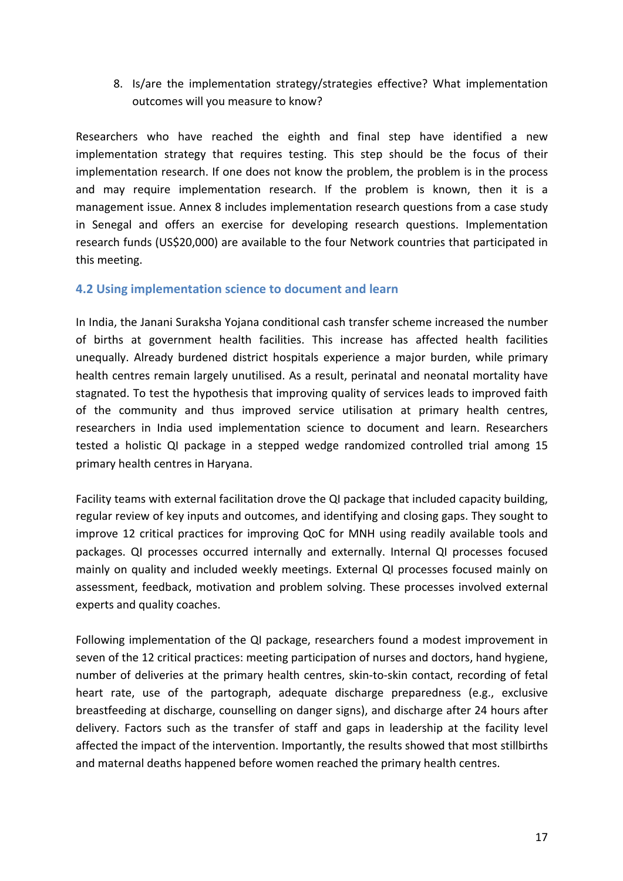8. Is/are the implementation strategy/strategies effective? What implementation outcomes will you measure to know?

Researchers who have reached the eighth and final step have identified a new implementation strategy that requires testing. This step should be the focus of their implementation research. If one does not know the problem, the problem is in the process and may require implementation research. If the problem is known, then it is a management issue. Annex 8 includes implementation research questions from a case study in Senegal and offers an exercise for developing research questions. Implementation research funds (US$20,000) are available to the four Network countries that participated in this meeting.

### 4.2 Using implementation science to document and learn

In India, the Janani Suraksha Yojana conditional cash transfer scheme increased the number of births at government health facilities. This increase has affected health facilities unequally. Already burdened district hospitals experience a major burden, while primary health centres remain largely unutilised. As a result, perinatal and neonatal mortality have stagnated. To test the hypothesis that improving quality of services leads to improved faith of the community and thus improved service utilisation at primary health centres, researchers in India used implementation science to document and learn. Researchers tested a holistic QI package in a stepped wedge randomized controlled trial among 15 primary health centres in Haryana.

Facility teams with external facilitation drove the QI package that included capacity building, regular review of key inputs and outcomes, and identifying and closing gaps. They sought to improve 12 critical practices for improving QoC for MNH using readily available tools and packages. QI processes occurred internally and externally. Internal QI processes focused mainly on quality and included weekly meetings. External QI processes focused mainly on assessment, feedback, motivation and problem solving. These processes involved external experts and quality coaches.

Following implementation of the QI package, researchers found a modest improvement in seven of the 12 critical practices: meeting participation of nurses and doctors, hand hygiene, number of deliveries at the primary health centres, skin-to-skin contact, recording of fetal heart rate, use of the partograph, adequate discharge preparedness (e.g., exclusive breastfeeding at discharge, counselling on danger signs), and discharge after 24 hours after delivery. Factors such as the transfer of staff and gaps in leadership at the facility level affected the impact of the intervention. Importantly, the results showed that most stillbirths and maternal deaths happened before women reached the primary health centres.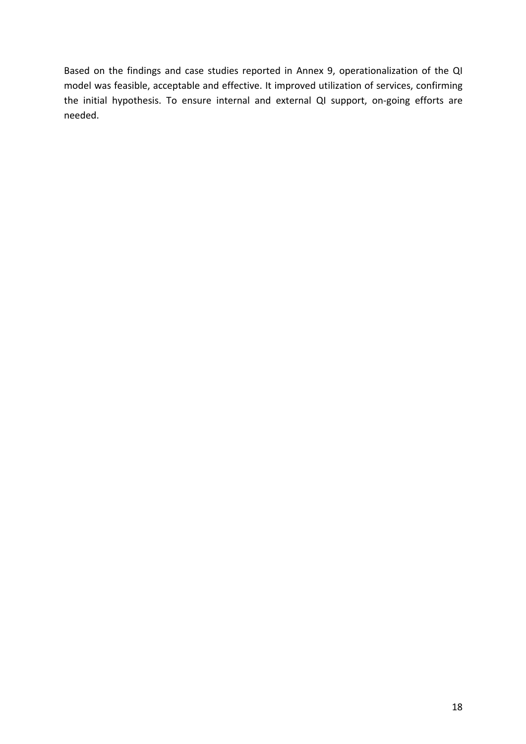Based on the findings and case studies reported in Annex 9, operationalization of the QI model was feasible, acceptable and effective. It improved utilization of services, confirming the initial hypothesis. To ensure internal and external QI support, on-going efforts are needed.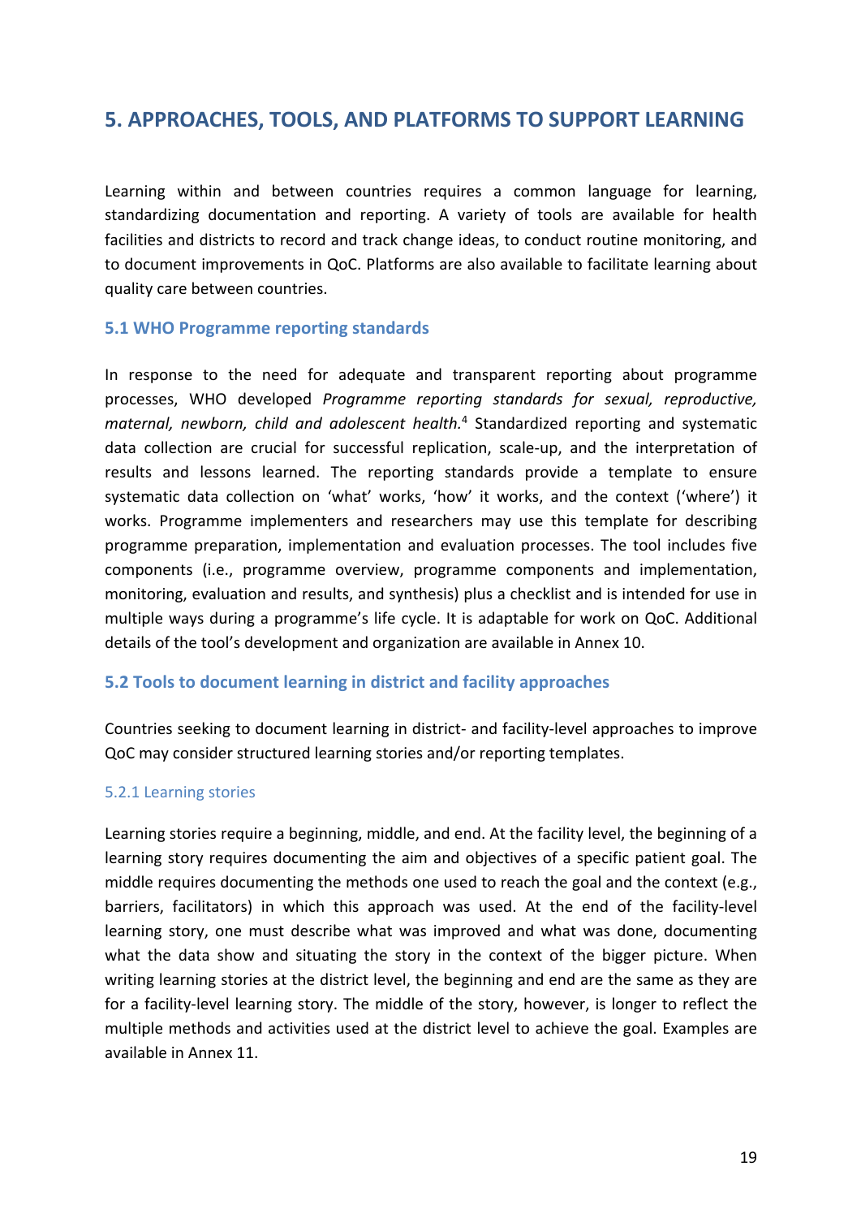# 5. APPROACHES, TOOLS, AND PLATFORMS TO SUPPORT LEARNING

Learning within and between countries requires a common language for learning, standardizing documentation and reporting. A variety of tools are available for health facilities and districts to record and track change ideas, to conduct routine monitoring, and to document improvements in QoC. Platforms are also available to facilitate learning about quality care between countries.

## 5.1 WHO Programme reporting standards

In response to the need for adequate and transparent reporting about programme processes, WHO developed *Programme reporting standards for sexual, reproductive, maternal, newborn, child and adolescent health.*[4] Standardized reporting and systematic data collection are crucial for successful replication, scale-up, and the interpretation of results and lessons learned. The reporting standards provide a template to ensure systematic data collection on 'what' works, 'how' it works, and the context ('where') it works. Programme implementers and researchers may use this template for describing programme preparation, implementation and evaluation processes. The tool includes five components (i.e., programme overview, programme components and implementation, monitoring, evaluation and results, and synthesis) plus a checklist and is intended for use in multiple ways during a programme's life cycle. It is adaptable for work on QoC. Additional details of the tool's development and organization are available in Annex 10.

## 5.2 Tools to document learning in district and facility approaches

Countries seeking to document learning in district- and facility-level approaches to improve QoC may consider structured learning stories and/or reporting templates.

### 5.2.1 Learning stories

Learning stories require a beginning, middle, and end. At the facility level, the beginning of a learning story requires documenting the aim and objectives of a specific patient goal. The middle requires documenting the methods one used to reach the goal and the context (e.g., barriers, facilitators) in which this approach was used. At the end of the facility-level learning story, one must describe what was improved and what was done, documenting what the data show and situating the story in the context of the bigger picture. When writing learning stories at the district level, the beginning and end are the same as they are for a facility-level learning story. The middle of the story, however, is longer to reflect the multiple methods and activities used at the district level to achieve the goal. Examples are available in Annex 11.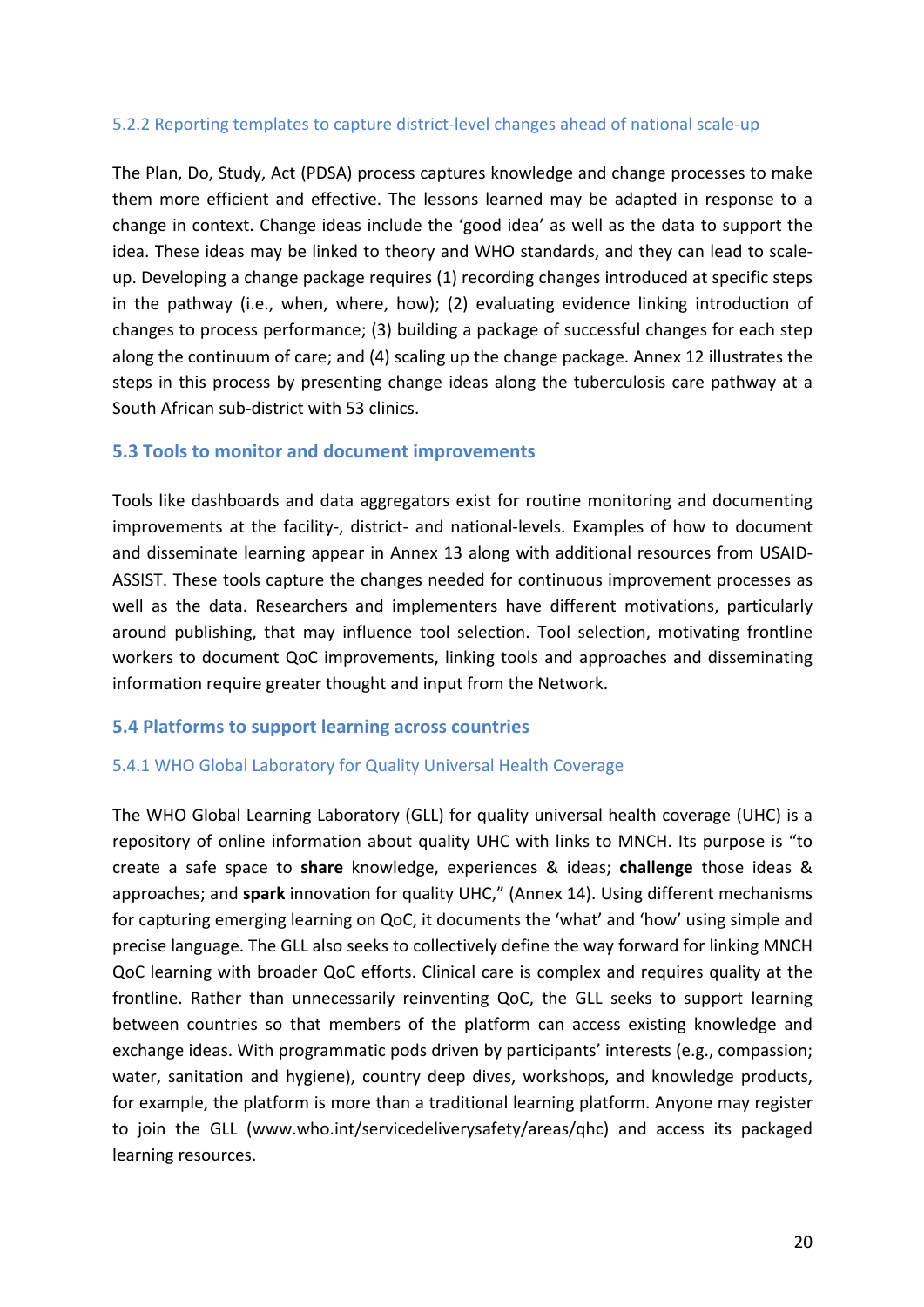#### 5.2.2 Reporting templates to capture district-level changes ahead of national scale-up

The Plan, Do, Study, Act (PDSA) process captures knowledge and change processes to make them more efficient and effective. The lessons learned may be adapted in response to a change in context. Change ideas include the 'good idea' as well as the data to support the idea. These ideas may be linked to theory and WHO standards, and they can lead to scale-up. Developing a change package requires (1) recording changes introduced at specific steps in the pathway (i.e., when, where, how); (2) evaluating evidence linking introduction of changes to process performance; (3) building a package of successful changes for each step along the continuum of care; and (4) scaling up the change package. Annex 12 illustrates the steps in this process by presenting change ideas along the tuberculosis care pathway at a South African sub-district with 53 clinics.

### 5.3 Tools to monitor and document improvements

Tools like dashboards and data aggregators exist for routine monitoring and documenting improvements at the facility-, district- and national-levels. Examples of how to document and disseminate learning appear in Annex 13 along with additional resources from USAID-ASSIST. These tools capture the changes needed for continuous improvement processes as well as the data. Researchers and implementers have different motivations, particularly around publishing, that may influence tool selection. Tool selection, motivating frontline workers to document QoC improvements, linking tools and approaches and disseminating information require greater thought and input from the Network.

### 5.4 Platforms to support learning across countries

#### 5.4.1 WHO Global Laboratory for Quality Universal Health Coverage

The WHO Global Learning Laboratory (GLL) for quality universal health coverage (UHC) is a repository of online information about quality UHC with links to MNCH. Its purpose is "to create a safe space to **share** knowledge, experiences & ideas; **challenge** those ideas & approaches; and **spark** innovation for quality UHC," (Annex 14). Using different mechanisms for capturing emerging learning on QoC, it documents the 'what' and 'how' using simple and precise language. The GLL also seeks to collectively define the way forward for linking MNCH QoC learning with broader QoC efforts. Clinical care is complex and requires quality at the frontline. Rather than unnecessarily reinventing QoC, the GLL seeks to support learning between countries so that members of the platform can access existing knowledge and exchange ideas. With programmatic pods driven by participants' interests (e.g., compassion; water, sanitation and hygiene), country deep dives, workshops, and knowledge products, for example, the platform is more than a traditional learning platform. Anyone may register to join the GLL (www.who.int/servicedeliverysafety/areas/qhc) and access its packaged learning resources.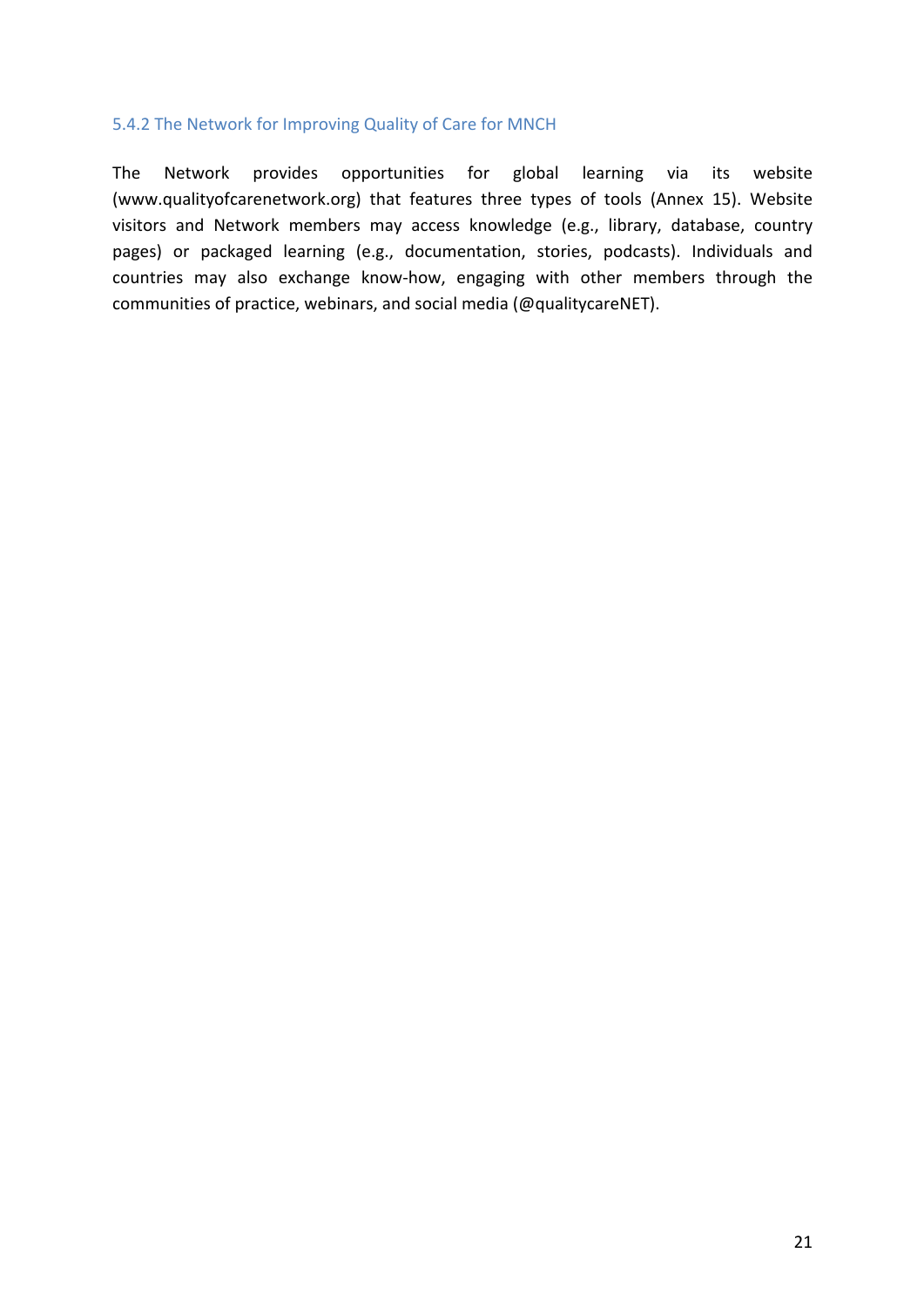### 5.4.2 The Network for Improving Quality of Care for MNCH

The Network provides opportunities for global learning via its website (www.qualityofcarenetwork.org) that features three types of tools (Annex 15). Website visitors and Network members may access knowledge (e.g., library, database, country pages) or packaged learning (e.g., documentation, stories, podcasts). Individuals and countries may also exchange know-how, engaging with other members through the communities of practice, webinars, and social media (@qualitycareNET).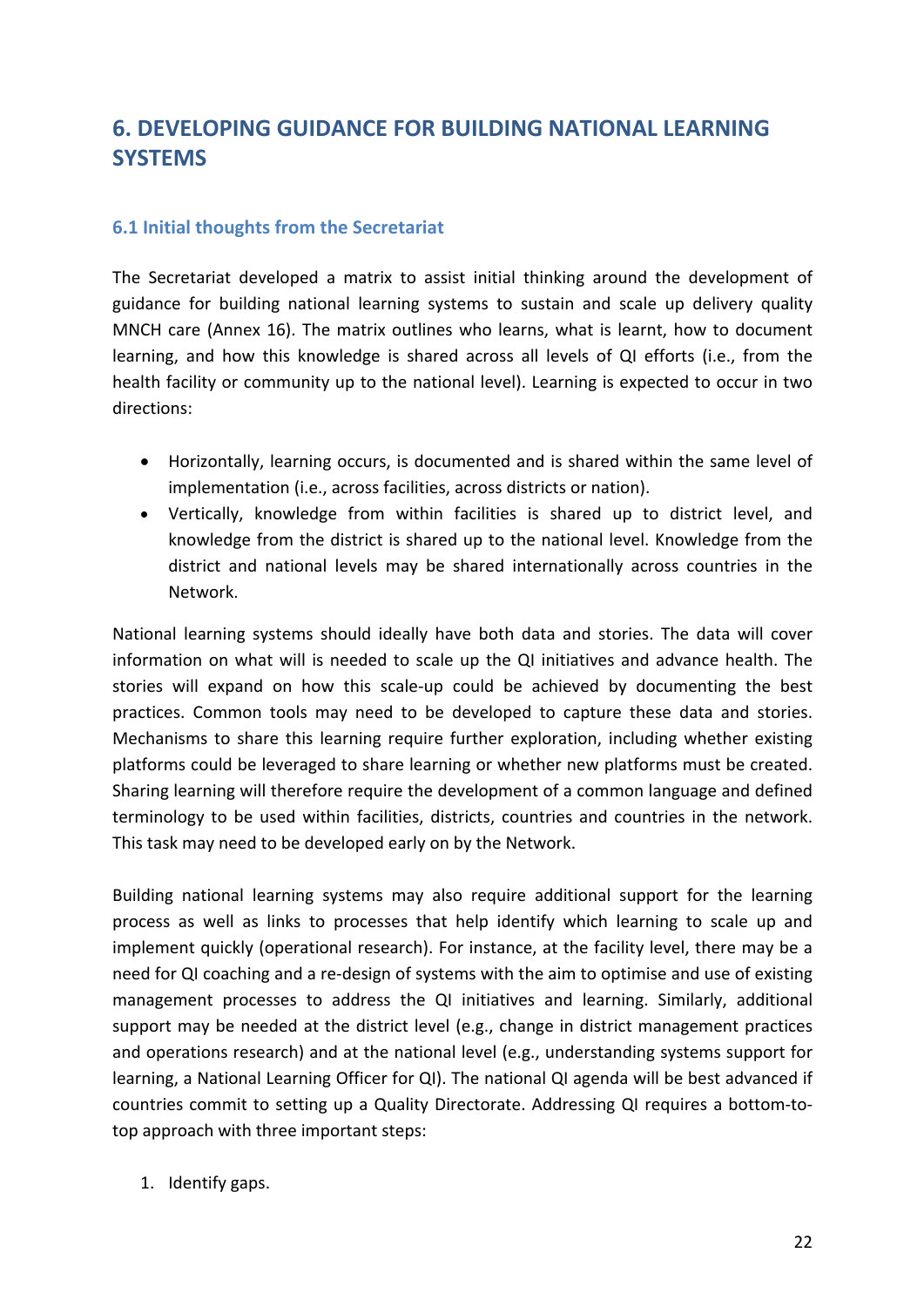## 6. DEVELOPING GUIDANCE FOR BUILDING NATIONAL LEARNING SYSTEMS

### 6.1 Initial thoughts from the Secretariat

The Secretariat developed a matrix to assist initial thinking around the development of guidance for building national learning systems to sustain and scale up delivery quality MNCH care (Annex 16). The matrix outlines who learns, what is learnt, how to document learning, and how this knowledge is shared across all levels of QI efforts (i.e., from the health facility or community up to the national level). Learning is expected to occur in two directions:

- Horizontally, learning occurs, is documented and is shared within the same level of implementation (i.e., across facilities, across districts or nation).
- Vertically, knowledge from within facilities is shared up to district level, and knowledge from the district is shared up to the national level. Knowledge from the district and national levels may be shared internationally across countries in the Network.

National learning systems should ideally have both data and stories. The data will cover information on what will is needed to scale up the QI initiatives and advance health. The stories will expand on how this scale-up could be achieved by documenting the best practices. Common tools may need to be developed to capture these data and stories. Mechanisms to share this learning require further exploration, including whether existing platforms could be leveraged to share learning or whether new platforms must be created. Sharing learning will therefore require the development of a common language and defined terminology to be used within facilities, districts, countries and countries in the network. This task may need to be developed early on by the Network.

Building national learning systems may also require additional support for the learning process as well as links to processes that help identify which learning to scale up and implement quickly (operational research). For instance, at the facility level, there may be a need for QI coaching and a re-design of systems with the aim to optimise and use of existing management processes to address the QI initiatives and learning. Similarly, additional support may be needed at the district level (e.g., change in district management practices and operations research) and at the national level (e.g., understanding systems support for learning, a National Learning Officer for QI). The national QI agenda will be best advanced if countries commit to setting up a Quality Directorate. Addressing QI requires a bottom-to-top approach with three important steps:

1. Identify gaps.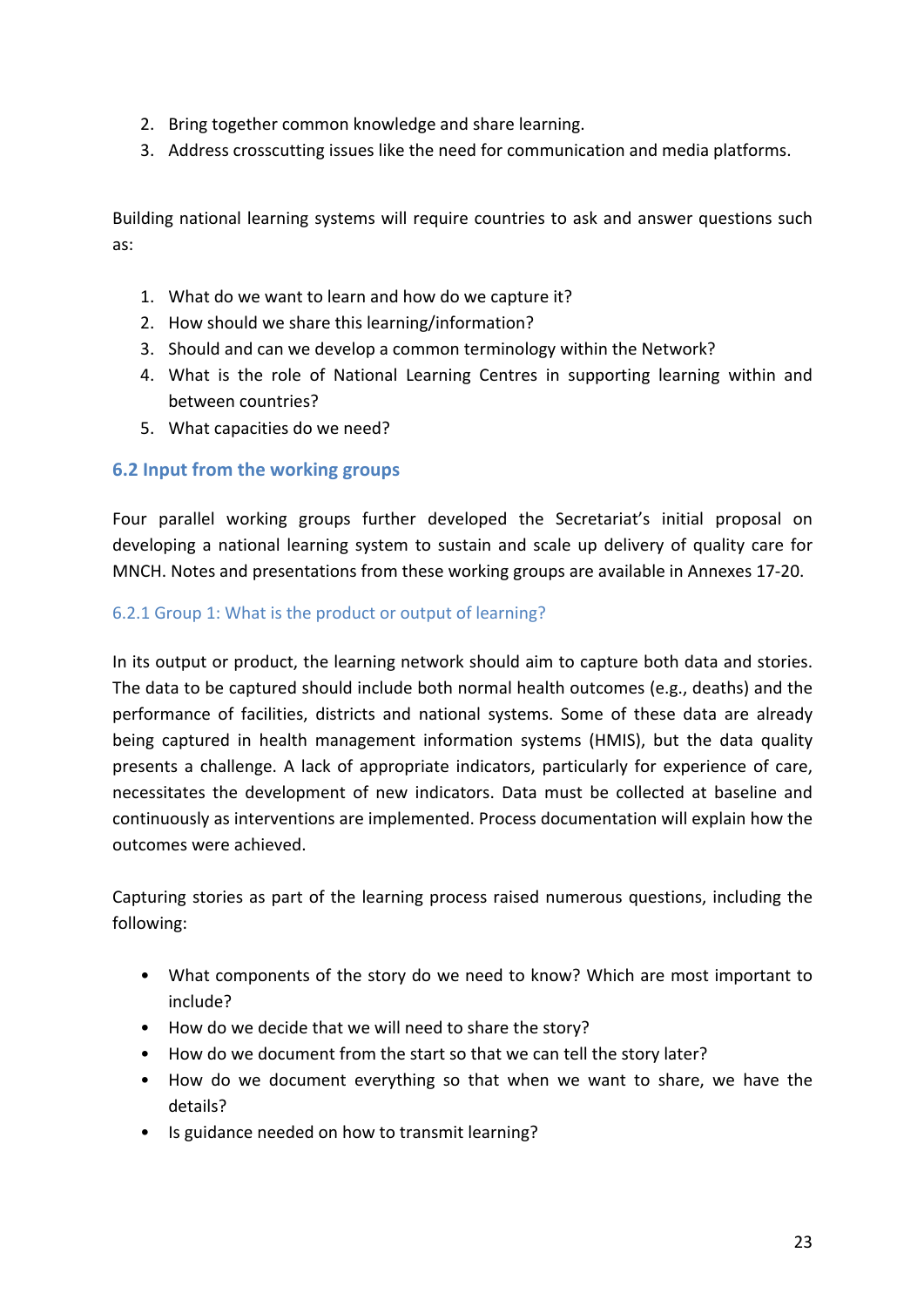2. Bring together common knowledge and share learning.
3. Address crosscutting issues like the need for communication and media platforms.

Building national learning systems will require countries to ask and answer questions such as:

1. What do we want to learn and how do we capture it?
2. How should we share this learning/information?
3. Should and can we develop a common terminology within the Network?
4. What is the role of National Learning Centres in supporting learning within and between countries?
5. What capacities do we need?

## 6.2 Input from the working groups

Four parallel working groups further developed the Secretariat's initial proposal on developing a national learning system to sustain and scale up delivery of quality care for MNCH. Notes and presentations from these working groups are available in Annexes 17-20.

### 6.2.1 Group 1: What is the product or output of learning?

In its output or product, the learning network should aim to capture both data and stories. The data to be captured should include both normal health outcomes (e.g., deaths) and the performance of facilities, districts and national systems. Some of these data are already being captured in health management information systems (HMIS), but the data quality presents a challenge. A lack of appropriate indicators, particularly for experience of care, necessitates the development of new indicators. Data must be collected at baseline and continuously as interventions are implemented. Process documentation will explain how the outcomes were achieved.

Capturing stories as part of the learning process raised numerous questions, including the following:

- What components of the story do we need to know? Which are most important to include?
- How do we decide that we will need to share the story?
- How do we document from the start so that we can tell the story later?
- How do we document everything so that when we want to share, we have the details?
- Is guidance needed on how to transmit learning?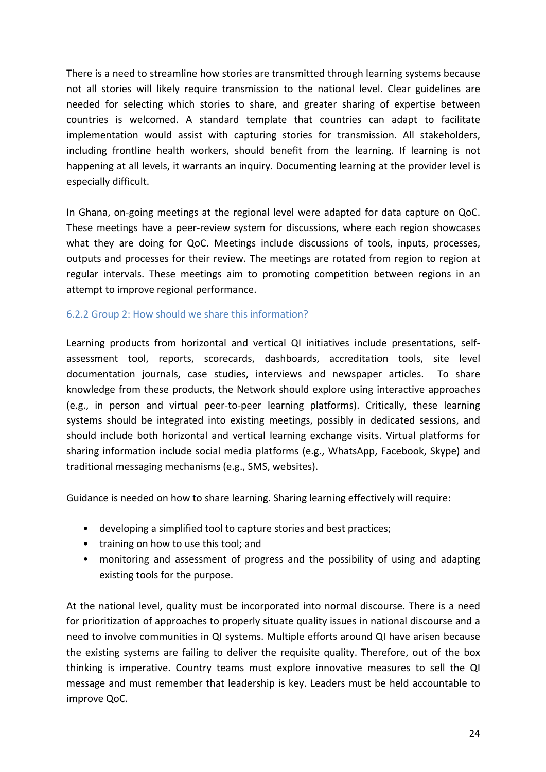There is a need to streamline how stories are transmitted through learning systems because not all stories will likely require transmission to the national level. Clear guidelines are needed for selecting which stories to share, and greater sharing of expertise between countries is welcomed. A standard template that countries can adapt to facilitate implementation would assist with capturing stories for transmission. All stakeholders, including frontline health workers, should benefit from the learning. If learning is not happening at all levels, it warrants an inquiry. Documenting learning at the provider level is especially difficult.

In Ghana, on-going meetings at the regional level were adapted for data capture on QoC. These meetings have a peer-review system for discussions, where each region showcases what they are doing for QoC. Meetings include discussions of tools, inputs, processes, outputs and processes for their review. The meetings are rotated from region to region at regular intervals. These meetings aim to promoting competition between regions in an attempt to improve regional performance.

### 6.2.2 Group 2: How should we share this information?

Learning products from horizontal and vertical QI initiatives include presentations, self-assessment tool, reports, scorecards, dashboards, accreditation tools, site level documentation journals, case studies, interviews and newspaper articles. To share knowledge from these products, the Network should explore using interactive approaches (e.g., in person and virtual peer-to-peer learning platforms). Critically, these learning systems should be integrated into existing meetings, possibly in dedicated sessions, and should include both horizontal and vertical learning exchange visits. Virtual platforms for sharing information include social media platforms (e.g., WhatsApp, Facebook, Skype) and traditional messaging mechanisms (e.g., SMS, websites).

Guidance is needed on how to share learning. Sharing learning effectively will require:

- developing a simplified tool to capture stories and best practices;
- training on how to use this tool; and
- monitoring and assessment of progress and the possibility of using and adapting existing tools for the purpose.

At the national level, quality must be incorporated into normal discourse. There is a need for prioritization of approaches to properly situate quality issues in national discourse and a need to involve communities in QI systems. Multiple efforts around QI have arisen because the existing systems are failing to deliver the requisite quality. Therefore, out of the box thinking is imperative. Country teams must explore innovative measures to sell the QI message and must remember that leadership is key. Leaders must be held accountable to improve QoC.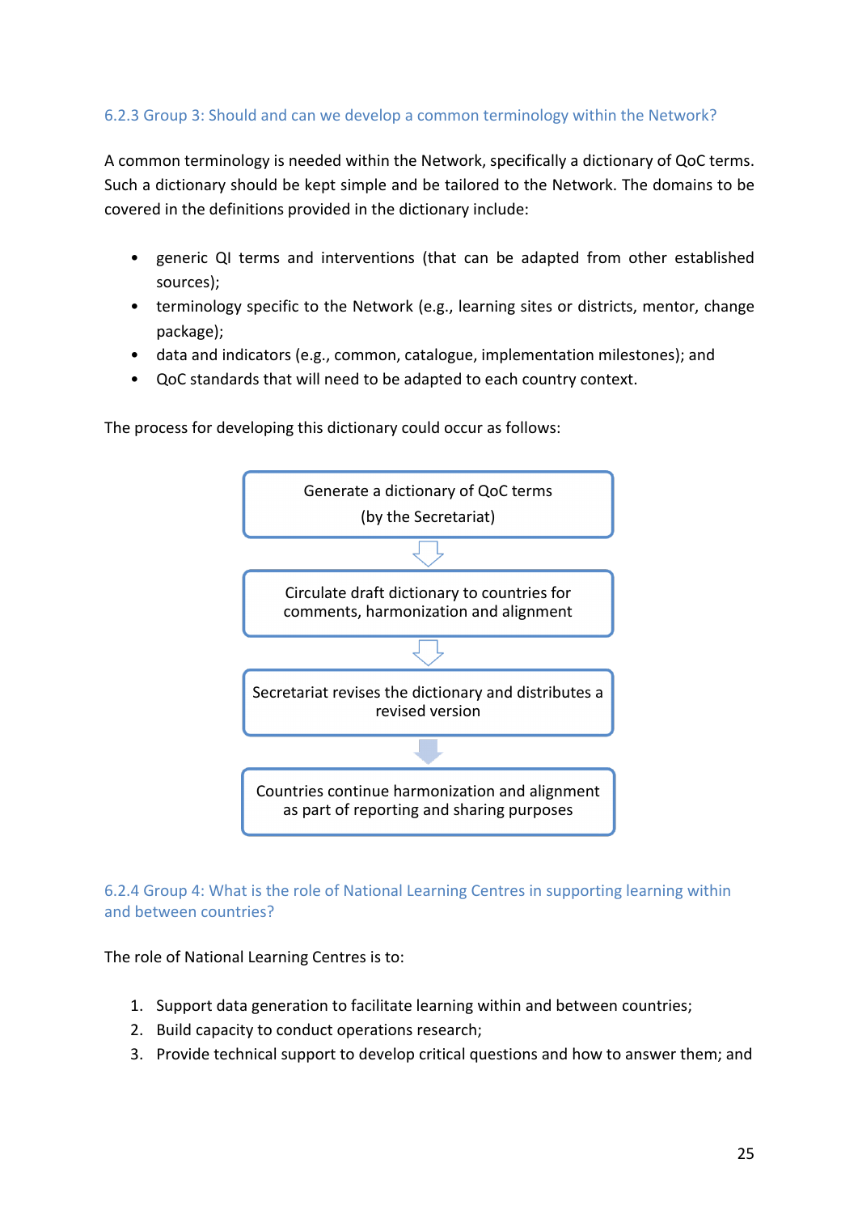### 6.2.3 Group 3: Should and can we develop a common terminology within the Network?

A common terminology is needed within the Network, specifically a dictionary of QoC terms. Such a dictionary should be kept simple and be tailored to the Network. The domains to be covered in the definitions provided in the dictionary include:

- generic QI terms and interventions (that can be adapted from other established sources);
- terminology specific to the Network (e.g., learning sites or districts, mentor, change package);
- data and indicators (e.g., common, catalogue, implementation milestones); and
- QoC standards that will need to be adapted to each country context.

The process for developing this dictionary could occur as follows:

Generate a dictionary of QoC terms
(by the Secretariat)

↓

Circulate draft dictionary to countries for comments, harmonization and alignment

↓

Secretariat revises the dictionary and distributes a revised version

↓

Countries continue harmonization and alignment as part of reporting and sharing purposes

### 6.2.4 Group 4: What is the role of National Learning Centres in supporting learning within and between countries?

The role of National Learning Centres is to:

1. Support data generation to facilitate learning within and between countries;
2. Build capacity to conduct operations research;
3. Provide technical support to develop critical questions and how to answer them; and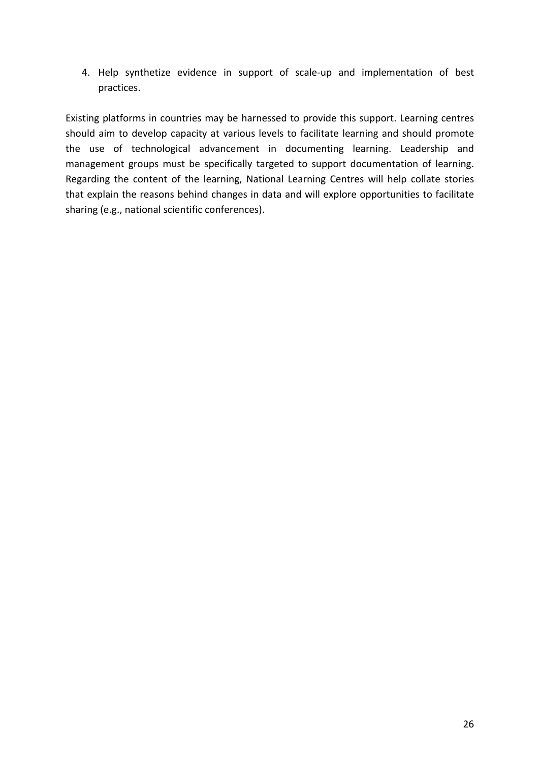4. Help synthetize evidence in support of scale-up and implementation of best practices.

Existing platforms in countries may be harnessed to provide this support. Learning centres should aim to develop capacity at various levels to facilitate learning and should promote the use of technological advancement in documenting learning. Leadership and management groups must be specifically targeted to support documentation of learning. Regarding the content of the learning, National Learning Centres will help collate stories that explain the reasons behind changes in data and will explore opportunities to facilitate sharing (e.g., national scientific conferences).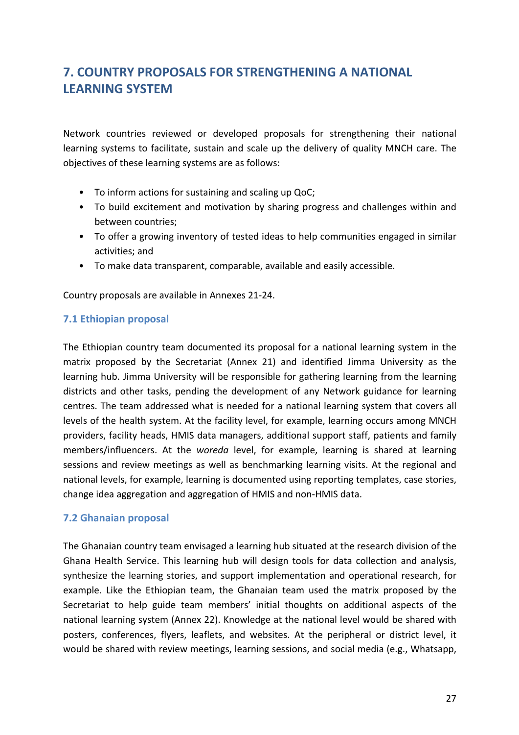## 7. COUNTRY PROPOSALS FOR STRENGTHENING A NATIONAL LEARNING SYSTEM

Network countries reviewed or developed proposals for strengthening their national learning systems to facilitate, sustain and scale up the delivery of quality MNCH care. The objectives of these learning systems are as follows:

- To inform actions for sustaining and scaling up QoC;
- To build excitement and motivation by sharing progress and challenges within and between countries;
- To offer a growing inventory of tested ideas to help communities engaged in similar activities; and
- To make data transparent, comparable, available and easily accessible.

Country proposals are available in Annexes 21-24.

### 7.1 Ethiopian proposal

The Ethiopian country team documented its proposal for a national learning system in the matrix proposed by the Secretariat (Annex 21) and identified Jimma University as the learning hub. Jimma University will be responsible for gathering learning from the learning districts and other tasks, pending the development of any Network guidance for learning centres. The team addressed what is needed for a national learning system that covers all levels of the health system. At the facility level, for example, learning occurs among MNCH providers, facility heads, HMIS data managers, additional support staff, patients and family members/influencers. At the *woreda* level, for example, learning is shared at learning sessions and review meetings as well as benchmarking learning visits. At the regional and national levels, for example, learning is documented using reporting templates, case stories, change idea aggregation and aggregation of HMIS and non-HMIS data.

### 7.2 Ghanaian proposal

The Ghanaian country team envisaged a learning hub situated at the research division of the Ghana Health Service. This learning hub will design tools for data collection and analysis, synthesize the learning stories, and support implementation and operational research, for example. Like the Ethiopian team, the Ghanaian team used the matrix proposed by the Secretariat to help guide team members' initial thoughts on additional aspects of the national learning system (Annex 22). Knowledge at the national level would be shared with posters, conferences, flyers, leaflets, and websites. At the peripheral or district level, it would be shared with review meetings, learning sessions, and social media (e.g., Whatsapp,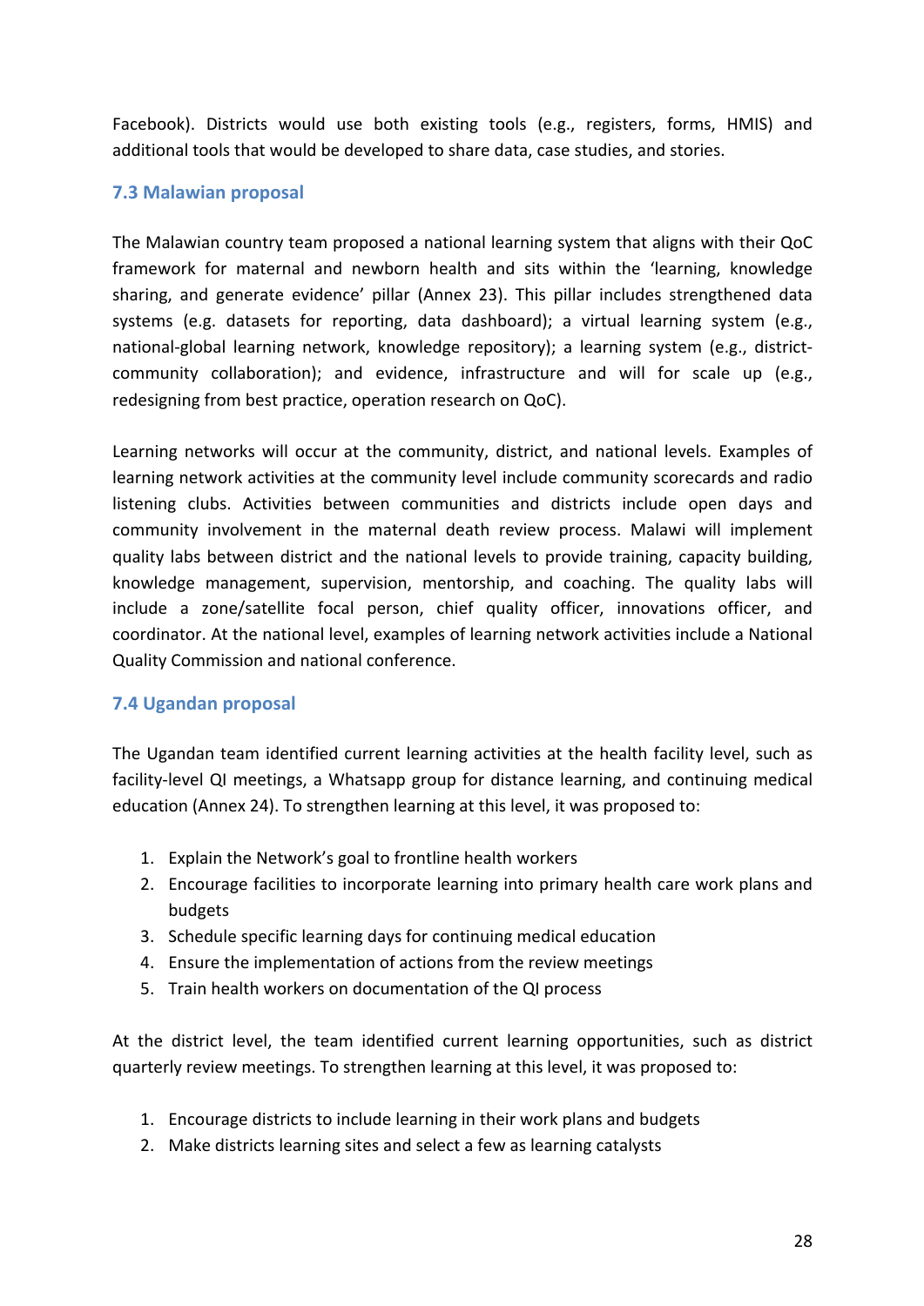Facebook). Districts would use both existing tools (e.g., registers, forms, HMIS) and additional tools that would be developed to share data, case studies, and stories.

### 7.3 Malawian proposal

The Malawian country team proposed a national learning system that aligns with their QoC framework for maternal and newborn health and sits within the 'learning, knowledge sharing, and generate evidence' pillar (Annex 23). This pillar includes strengthened data systems (e.g. datasets for reporting, data dashboard); a virtual learning system (e.g., national-global learning network, knowledge repository); a learning system (e.g., district-community collaboration); and evidence, infrastructure and will for scale up (e.g., redesigning from best practice, operation research on QoC).

Learning networks will occur at the community, district, and national levels. Examples of learning network activities at the community level include community scorecards and radio listening clubs. Activities between communities and districts include open days and community involvement in the maternal death review process. Malawi will implement quality labs between district and the national levels to provide training, capacity building, knowledge management, supervision, mentorship, and coaching. The quality labs will include a zone/satellite focal person, chief quality officer, innovations officer, and coordinator. At the national level, examples of learning network activities include a National Quality Commission and national conference.

### 7.4 Ugandan proposal

The Ugandan team identified current learning activities at the health facility level, such as facility-level QI meetings, a Whatsapp group for distance learning, and continuing medical education (Annex 24). To strengthen learning at this level, it was proposed to:

1. Explain the Network's goal to frontline health workers
2. Encourage facilities to incorporate learning into primary health care work plans and budgets
3. Schedule specific learning days for continuing medical education
4. Ensure the implementation of actions from the review meetings
5. Train health workers on documentation of the QI process

At the district level, the team identified current learning opportunities, such as district quarterly review meetings. To strengthen learning at this level, it was proposed to:

1. Encourage districts to include learning in their work plans and budgets
2. Make districts learning sites and select a few as learning catalysts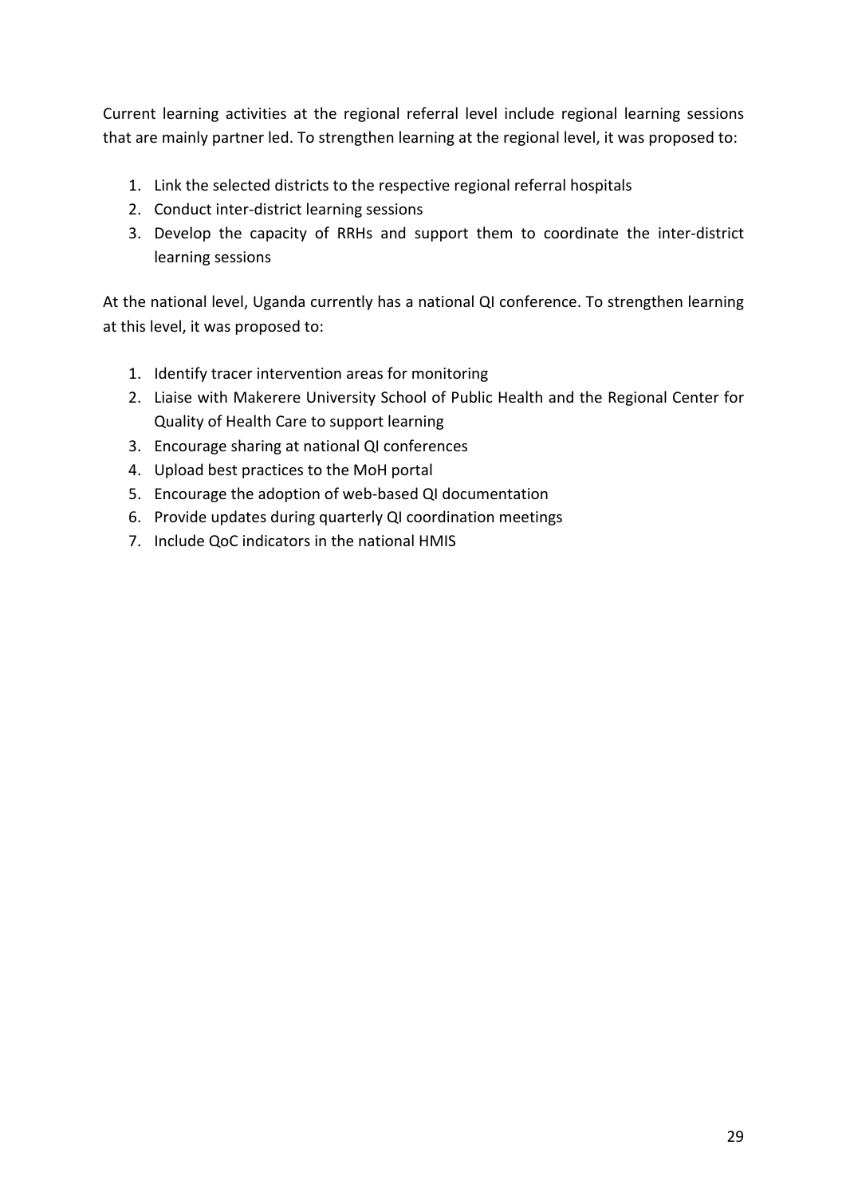Current learning activities at the regional referral level include regional learning sessions that are mainly partner led. To strengthen learning at the regional level, it was proposed to:

1. Link the selected districts to the respective regional referral hospitals
2. Conduct inter-district learning sessions
3. Develop the capacity of RRHs and support them to coordinate the inter-district learning sessions

At the national level, Uganda currently has a national QI conference. To strengthen learning at this level, it was proposed to:

1. Identify tracer intervention areas for monitoring
2. Liaise with Makerere University School of Public Health and the Regional Center for Quality of Health Care to support learning
3. Encourage sharing at national QI conferences
4. Upload best practices to the MoH portal
5. Encourage the adoption of web-based QI documentation
6. Provide updates during quarterly QI coordination meetings
7. Include QoC indicators in the national HMIS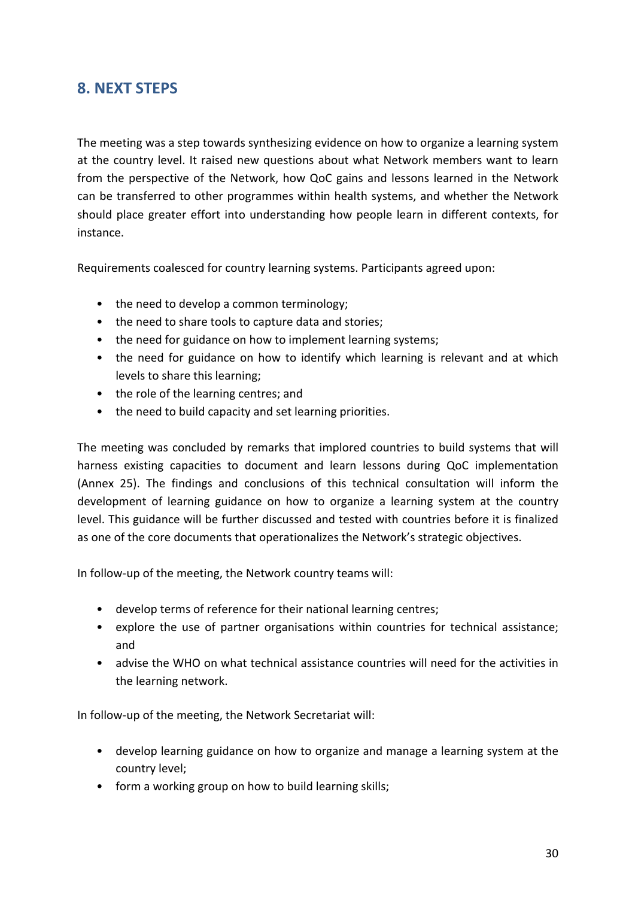## 8. NEXT STEPS

The meeting was a step towards synthesizing evidence on how to organize a learning system at the country level. It raised new questions about what Network members want to learn from the perspective of the Network, how QoC gains and lessons learned in the Network can be transferred to other programmes within health systems, and whether the Network should place greater effort into understanding how people learn in different contexts, for instance.

Requirements coalesced for country learning systems. Participants agreed upon:

- the need to develop a common terminology;
- the need to share tools to capture data and stories;
- the need for guidance on how to implement learning systems;
- the need for guidance on how to identify which learning is relevant and at which levels to share this learning;
- the role of the learning centres; and
- the need to build capacity and set learning priorities.

The meeting was concluded by remarks that implored countries to build systems that will harness existing capacities to document and learn lessons during QoC implementation (Annex 25). The findings and conclusions of this technical consultation will inform the development of learning guidance on how to organize a learning system at the country level. This guidance will be further discussed and tested with countries before it is finalized as one of the core documents that operationalizes the Network's strategic objectives.

In follow-up of the meeting, the Network country teams will:

- develop terms of reference for their national learning centres;
- explore the use of partner organisations within countries for technical assistance; and
- advise the WHO on what technical assistance countries will need for the activities in the learning network.

In follow-up of the meeting, the Network Secretariat will:

- develop learning guidance on how to organize and manage a learning system at the country level;
- form a working group on how to build learning skills;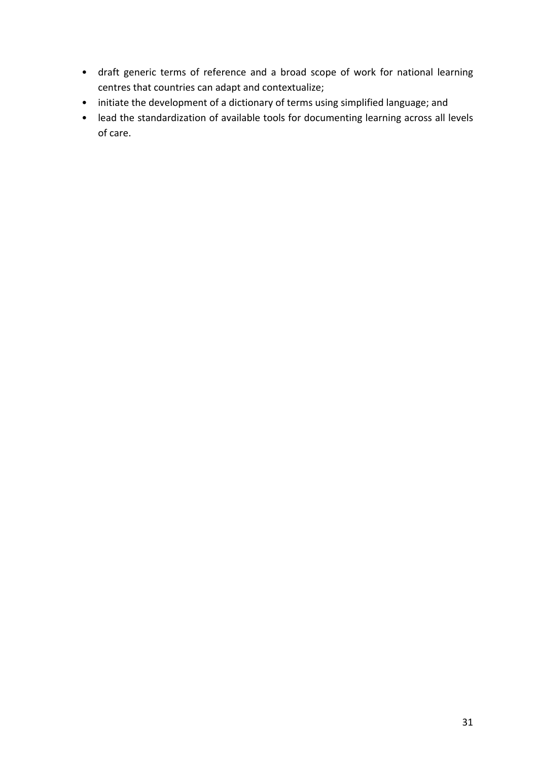- draft generic terms of reference and a broad scope of work for national learning centres that countries can adapt and contextualize;
- initiate the development of a dictionary of terms using simplified language; and
- lead the standardization of available tools for documenting learning across all levels of care.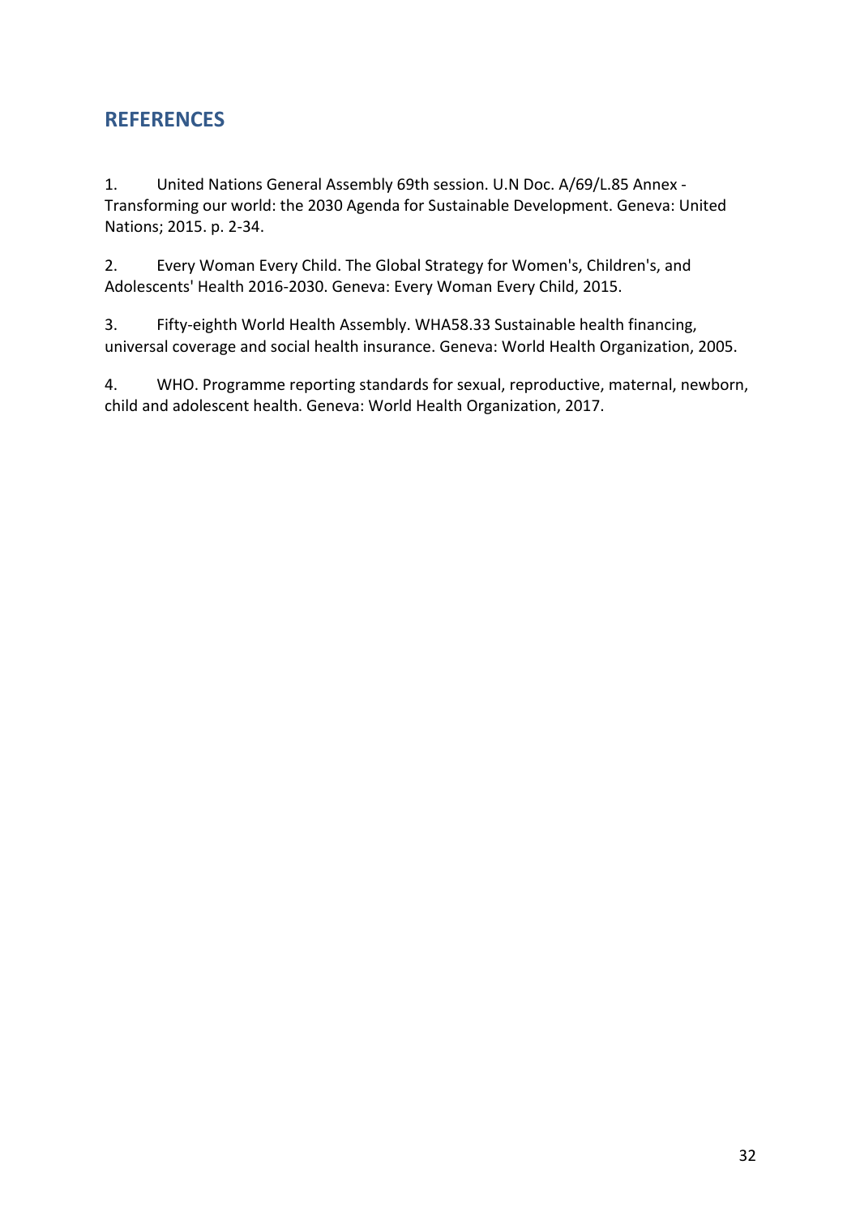## REFERENCES

1. United Nations General Assembly 69th session. U.N Doc. A/69/L.85 Annex - Transforming our world: the 2030 Agenda for Sustainable Development. Geneva: United Nations; 2015. p. 2-34.

2. Every Woman Every Child. The Global Strategy for Women's, Children's, and Adolescents' Health 2016-2030. Geneva: Every Woman Every Child, 2015.

3. Fifty-eighth World Health Assembly. WHA58.33 Sustainable health financing, universal coverage and social health insurance. Geneva: World Health Organization, 2005.

4. WHO. Programme reporting standards for sexual, reproductive, maternal, newborn, child and adolescent health. Geneva: World Health Organization, 2017.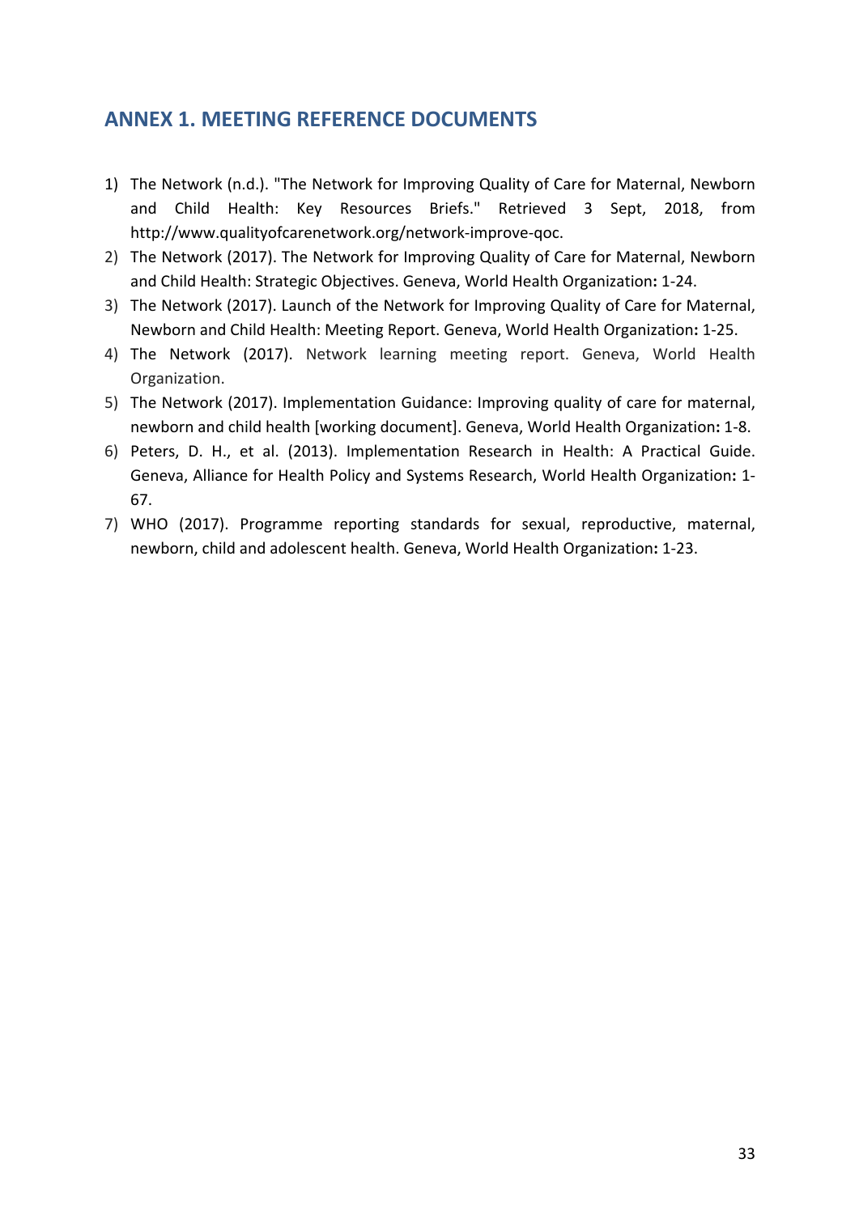## ANNEX 1. MEETING REFERENCE DOCUMENTS

1) The Network (n.d.). "The Network for Improving Quality of Care for Maternal, Newborn and Child Health: Key Resources Briefs." Retrieved 3 Sept, 2018, from http://www.qualityofcarenetwork.org/network-improve-qoc.
2) The Network (2017). The Network for Improving Quality of Care for Maternal, Newborn and Child Health: Strategic Objectives. Geneva, World Health Organization**:** 1-24.
3) The Network (2017). Launch of the Network for Improving Quality of Care for Maternal, Newborn and Child Health: Meeting Report. Geneva, World Health Organization**:** 1-25.
4) The Network (2017). Network learning meeting report. Geneva, World Health Organization.
5) The Network (2017). Implementation Guidance: Improving quality of care for maternal, newborn and child health [working document]. Geneva, World Health Organization**:** 1-8.
6) Peters, D. H., et al. (2013). Implementation Research in Health: A Practical Guide. Geneva, Alliance for Health Policy and Systems Research, World Health Organization**:** 1-67.
7) WHO (2017). Programme reporting standards for sexual, reproductive, maternal, newborn, child and adolescent health. Geneva, World Health Organization**:** 1-23.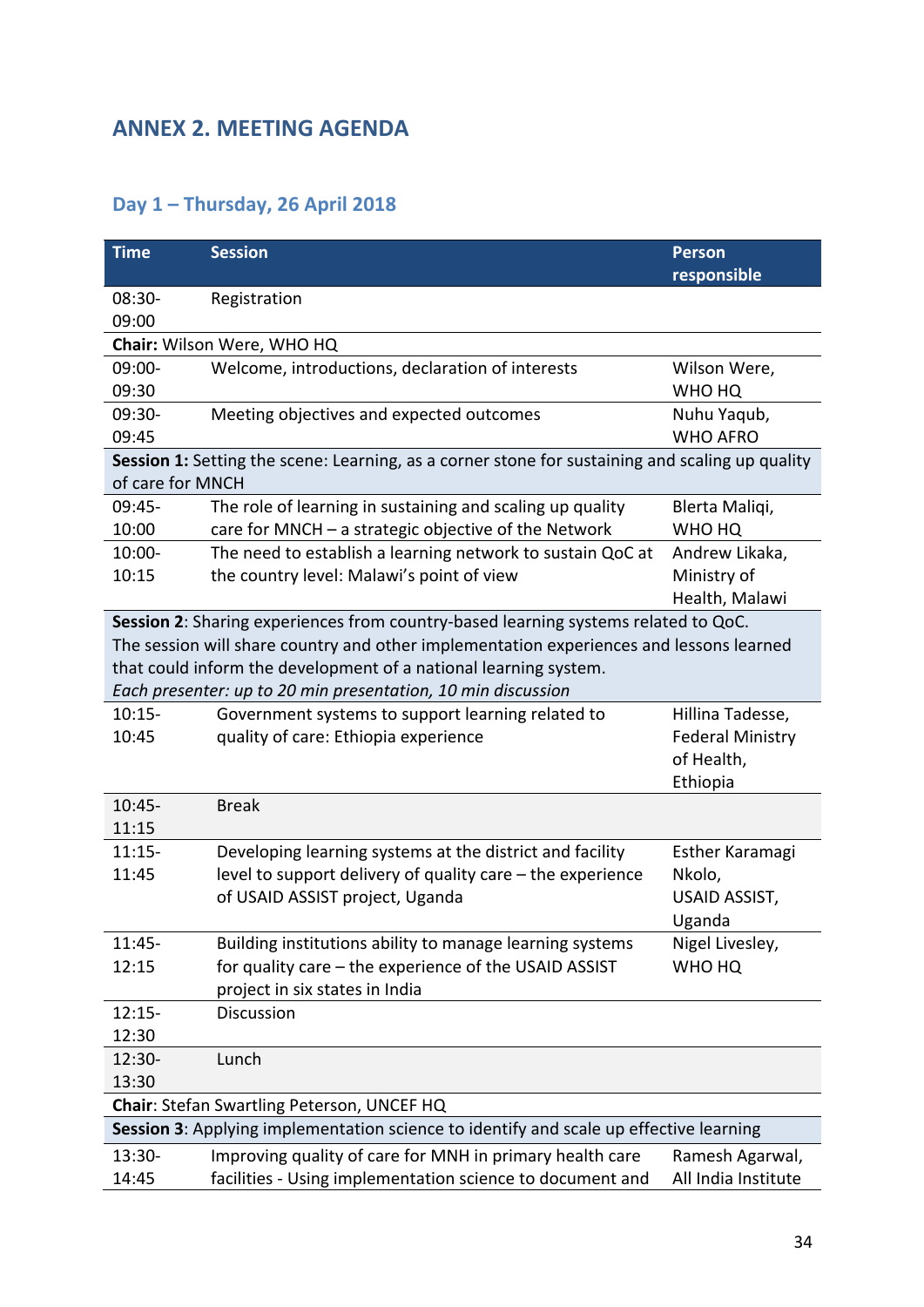## ANNEX 2. MEETING AGENDA

### Day 1 – Thursday, 26 April 2018

| Time | Session | Person responsible |
|---|---|---|
| 08:30-09:00 | Registration | |
| **Chair:** Wilson Were, WHO HQ | | |
| 09:00-09:30 | Welcome, introductions, declaration of interests | Wilson Were, WHO HQ |
| 09:30-09:45 | Meeting objectives and expected outcomes | Nuhu Yaqub, WHO AFRO |
| **Session 1:** Setting the scene: Learning, as a corner stone for sustaining and scaling up quality of care for MNCH | | |
| 09:45-10:00 | The role of learning in sustaining and scaling up quality care for MNCH – a strategic objective of the Network | Blerta Maliqi, WHO HQ |
| 10:00-10:15 | The need to establish a learning network to sustain QoC at the country level: Malawi's point of view | Andrew Likaka, Ministry of Health, Malawi |
| **Session 2**: Sharing experiences from country-based learning systems related to QoC. The session will share country and other implementation experiences and lessons learned that could inform the development of a national learning system. *Each presenter: up to 20 min presentation, 10 min discussion* | | |
| 10:15-10:45 | Government systems to support learning related to quality of care: Ethiopia experience | Hillina Tadesse, Federal Ministry of Health, Ethiopia |
| 10:45-11:15 | Break | |
| 11:15-11:45 | Developing learning systems at the district and facility level to support delivery of quality care – the experience of USAID ASSIST project, Uganda | Esther Karamagi Nkolo, USAID ASSIST, Uganda |
| 11:45-12:15 | Building institutions ability to manage learning systems for quality care – the experience of the USAID ASSIST project in six states in India | Nigel Livesley, WHO HQ |
| 12:15-12:30 | Discussion | |
| 12:30-13:30 | Lunch | |
| **Chair**: Stefan Swartling Peterson, UNCEF HQ | | |
| **Session 3**: Applying implementation science to identify and scale up effective learning | | |
| 13:30-14:45 | Improving quality of care for MNH in primary health care facilities - Using implementation science to document and | Ramesh Agarwal, All India Institute |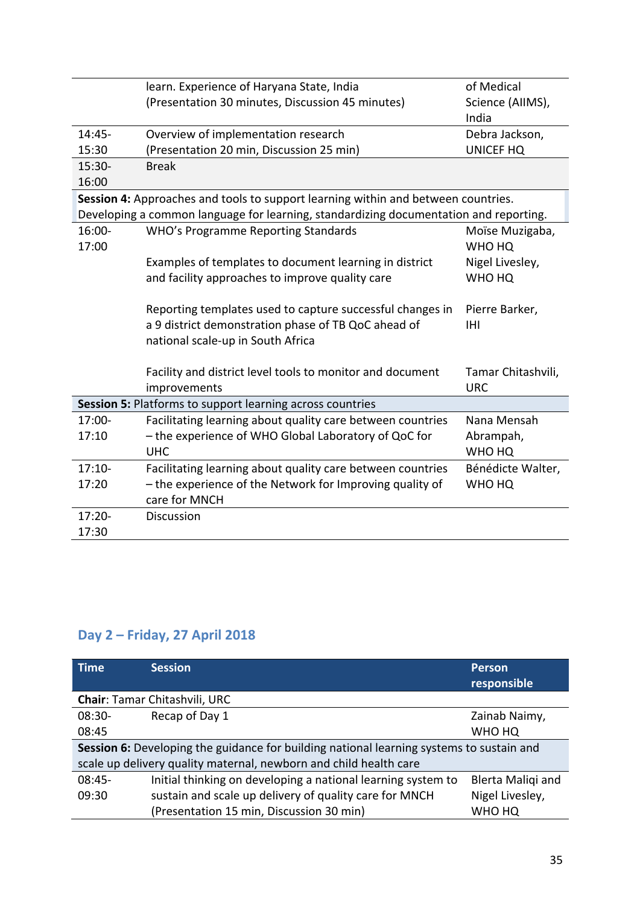| | | |
|---|---|---|
| | learn. Experience of Haryana State, India (Presentation 30 minutes, Discussion 45 minutes) | of Medical Science (AIIMS), India |
| 14:45-15:30 | Overview of implementation research (Presentation 20 min, Discussion 25 min) | Debra Jackson, UNICEF HQ |
| 15:30-16:00 | Break | |
| **Session 4:** Approaches and tools to support learning within and between countries. Developing a common language for learning, standardizing documentation and reporting. | | |
| 16:00-17:00 | WHO's Programme Reporting Standards | Moïse Muzigaba, WHO HQ |
| | Examples of templates to document learning in district and facility approaches to improve quality care | Nigel Livesley, WHO HQ |
| | Reporting templates used to capture successful changes in a 9 district demonstration phase of TB QoC ahead of national scale-up in South Africa | Pierre Barker, IHI |
| | Facility and district level tools to monitor and document improvements | Tamar Chitashvili, URC |
| **Session 5:** Platforms to support learning across countries | | |
| 17:00-17:10 | Facilitating learning about quality care between countries – the experience of WHO Global Laboratory of QoC for UHC | Nana Mensah Abrampah, WHO HQ |
| 17:10-17:20 | Facilitating learning about quality care between countries – the experience of the Network for Improving quality of care for MNCH | Bénédicte Walter, WHO HQ |
| 17:20-17:30 | Discussion | |

## Day 2 – Friday, 27 April 2018

| Time | Session | Person responsible |
|---|---|---|
| **Chair**: Tamar Chitashvili, URC | | |
| 08:30-08:45 | Recap of Day 1 | Zainab Naimy, WHO HQ |
| **Session 6:** Developing the guidance for building national learning systems to sustain and scale up delivery quality maternal, newborn and child health care | | |
| 08:45-09:30 | Initial thinking on developing a national learning system to sustain and scale up delivery of quality care for MNCH (Presentation 15 min, Discussion 30 min) | Blerta Maliqi and Nigel Livesley, WHO HQ |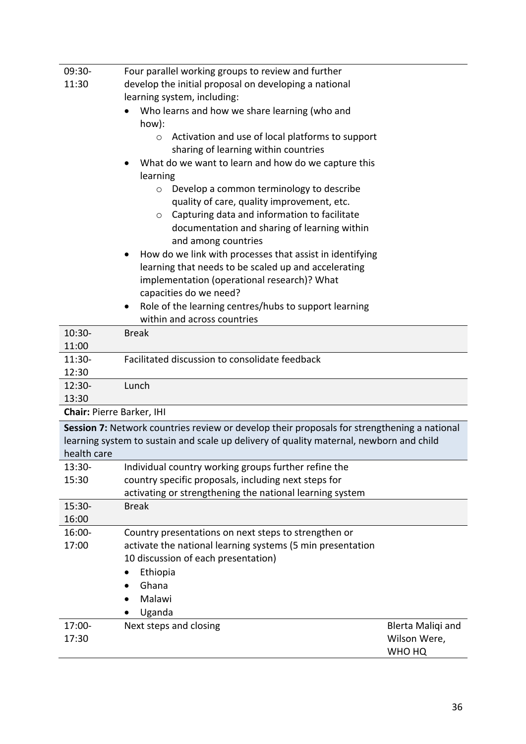| | | |
|---|---|---|
| 09:30-11:30 | Four parallel working groups to review and further develop the initial proposal on developing a national learning system, including:<br>• Who learns and how we share learning (who and how):<br>  o Activation and use of local platforms to support sharing of learning within countries<br>• What do we want to learn and how do we capture this learning<br>  o Develop a common terminology to describe quality of care, quality improvement, etc.<br>  o Capturing data and information to facilitate documentation and sharing of learning within and among countries<br>• How do we link with processes that assist in identifying learning that needs to be scaled up and accelerating implementation (operational research)? What capacities do we need?<br>• Role of the learning centres/hubs to support learning within and across countries | |
| 10:30-11:00 | Break | |
| 11:30-12:30 | Facilitated discussion to consolidate feedback | |
| 12:30-13:30 | Lunch | |
| **Chair:** Pierre Barker, IHI | | |
| **Session 7:** Network countries review or develop their proposals for strengthening a national learning system to sustain and scale up delivery of quality maternal, newborn and child health care | | |
| 13:30-15:30 | Individual country working groups further refine the country specific proposals, including next steps for activating or strengthening the national learning system | |
| 15:30-16:00 | Break | |
| 16:00-17:00 | Country presentations on next steps to strengthen or activate the national learning systems (5 min presentation 10 discussion of each presentation)<br>• Ethiopia<br>• Ghana<br>• Malawi<br>• Uganda | |
| 17:00-17:30 | Next steps and closing | Blerta Maliqi and Wilson Were, WHO HQ |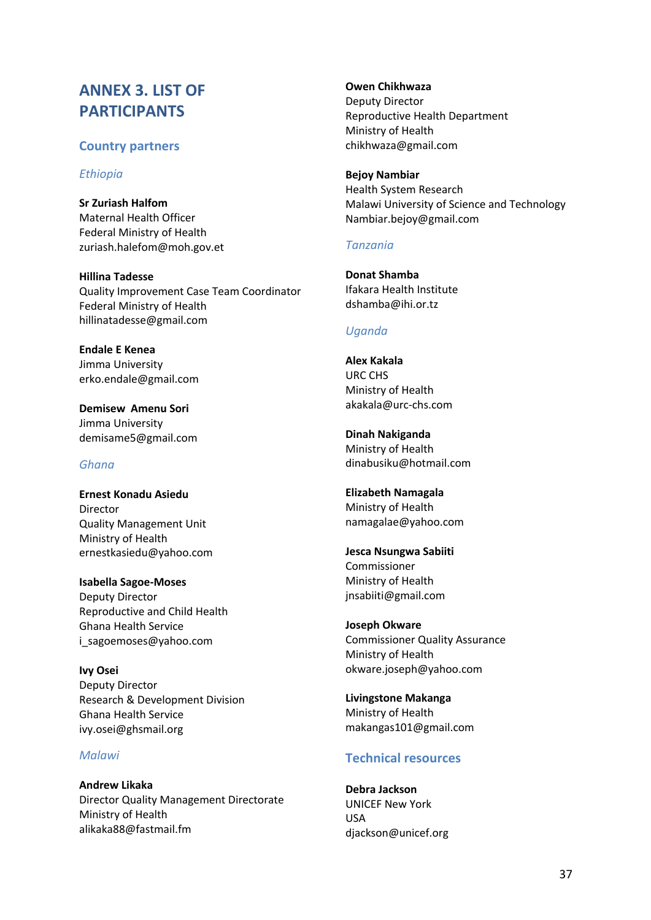# ANNEX 3. LIST OF PARTICIPANTS

## Country partners

### *Ethiopia*

**Sr Zuriash Halfom**
Maternal Health Officer
Federal Ministry of Health
zuriash.halefom@moh.gov.et

**Hillina Tadesse**
Quality Improvement Case Team Coordinator
Federal Ministry of Health
hillinatadesse@gmail.com

**Endale E Kenea**
Jimma University
erko.endale@gmail.com

**Demisew Amenu Sori**
Jimma University
demisame5@gmail.com

### *Ghana*

**Ernest Konadu Asiedu**
Director
Quality Management Unit
Ministry of Health
ernestkasiedu@yahoo.com

**Isabella Sagoe-Moses**
Deputy Director
Reproductive and Child Health
Ghana Health Service
i_sagoemoses@yahoo.com

**Ivy Osei**
Deputy Director
Research & Development Division
Ghana Health Service
ivy.osei@ghsmail.org

### *Malawi*

**Andrew Likaka**
Director Quality Management Directorate
Ministry of Health
alikaka88@fastmail.fm

**Owen Chikhwaza**
Deputy Director
Reproductive Health Department
Ministry of Health
chikhwaza@gmail.com

**Bejoy Nambiar**
Health System Research
Malawi University of Science and Technology
Nambiar.bejoy@gmail.com

### *Tanzania*

**Donat Shamba**
Ifakara Health Institute
dshamba@ihi.or.tz

### *Uganda*

**Alex Kakala**
URC CHS
Ministry of Health
akakala@urc-chs.com

**Dinah Nakiganda**
Ministry of Health
dinabusiku@hotmail.com

**Elizabeth Namagala**
Ministry of Health
namagalae@yahoo.com

**Jesca Nsungwa Sabiiti**
Commissioner
Ministry of Health
jnsabiiti@gmail.com

**Joseph Okware**
Commissioner Quality Assurance
Ministry of Health
okware.joseph@yahoo.com

**Livingstone Makanga**
Ministry of Health
makangas101@gmail.com

## Technical resources

**Debra Jackson**
UNICEF New York
USA
djackson@unicef.org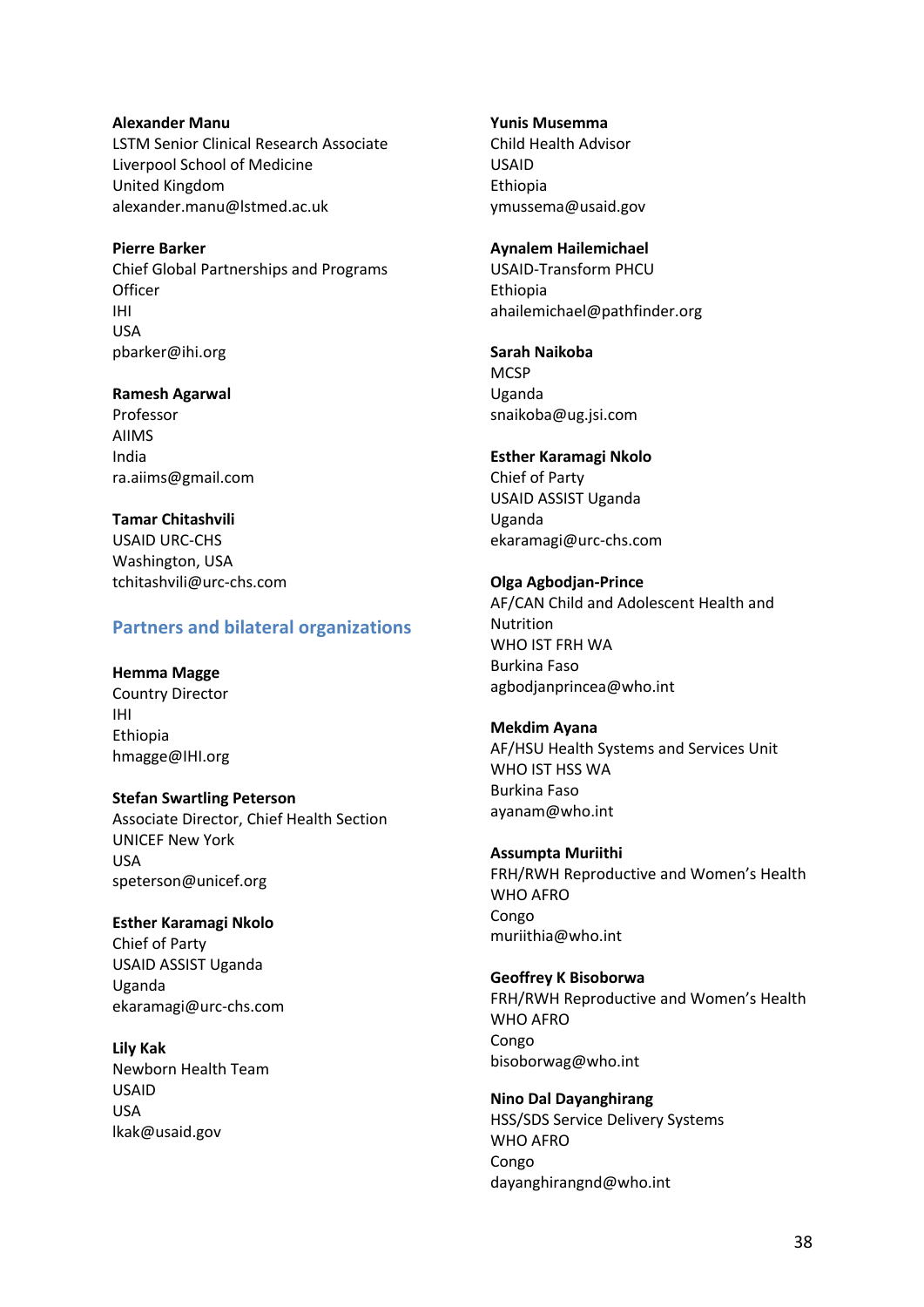**Alexander Manu**
LSTM Senior Clinical Research Associate
Liverpool School of Medicine
United Kingdom
alexander.manu@lstmed.ac.uk

**Pierre Barker**
Chief Global Partnerships and Programs Officer
IHI
USA
pbarker@ihi.org

**Ramesh Agarwal**
Professor
AIIMS
India
ra.aiims@gmail.com

**Tamar Chitashvili**
USAID URC-CHS
Washington, USA
tchitashvili@urc-chs.com

## Partners and bilateral organizations

**Hemma Magge**
Country Director
IHI
Ethiopia
hmagge@IHI.org

**Stefan Swartling Peterson**
Associate Director, Chief Health Section
UNICEF New York
USA
speterson@unicef.org

**Esther Karamagi Nkolo**
Chief of Party
USAID ASSIST Uganda
Uganda
ekaramagi@urc-chs.com

**Lily Kak**
Newborn Health Team
USAID
USA
lkak@usaid.gov

**Yunis Musemma**
Child Health Advisor
USAID
Ethiopia
ymussema@usaid.gov

**Aynalem Hailemichael**
USAID-Transform PHCU
Ethiopia
ahailemichael@pathfinder.org

**Sarah Naikoba**
MCSP
Uganda
snaikoba@ug.jsi.com

**Esther Karamagi Nkolo**
Chief of Party
USAID ASSIST Uganda
Uganda
ekaramagi@urc-chs.com

**Olga Agbodjan-Prince**
AF/CAN Child and Adolescent Health and Nutrition
WHO IST FRH WA
Burkina Faso
agbodjanprincea@who.int

**Mekdim Ayana**
AF/HSU Health Systems and Services Unit
WHO IST HSS WA
Burkina Faso
ayanam@who.int

**Assumpta Muriithi**
FRH/RWH Reproductive and Women's Health
WHO AFRO
Congo
muriithia@who.int

**Geoffrey K Bisoborwa**
FRH/RWH Reproductive and Women's Health
WHO AFRO
Congo
bisoborwag@who.int

**Nino Dal Dayanghirang**
HSS/SDS Service Delivery Systems
WHO AFRO
Congo
dayanghirangnd@who.int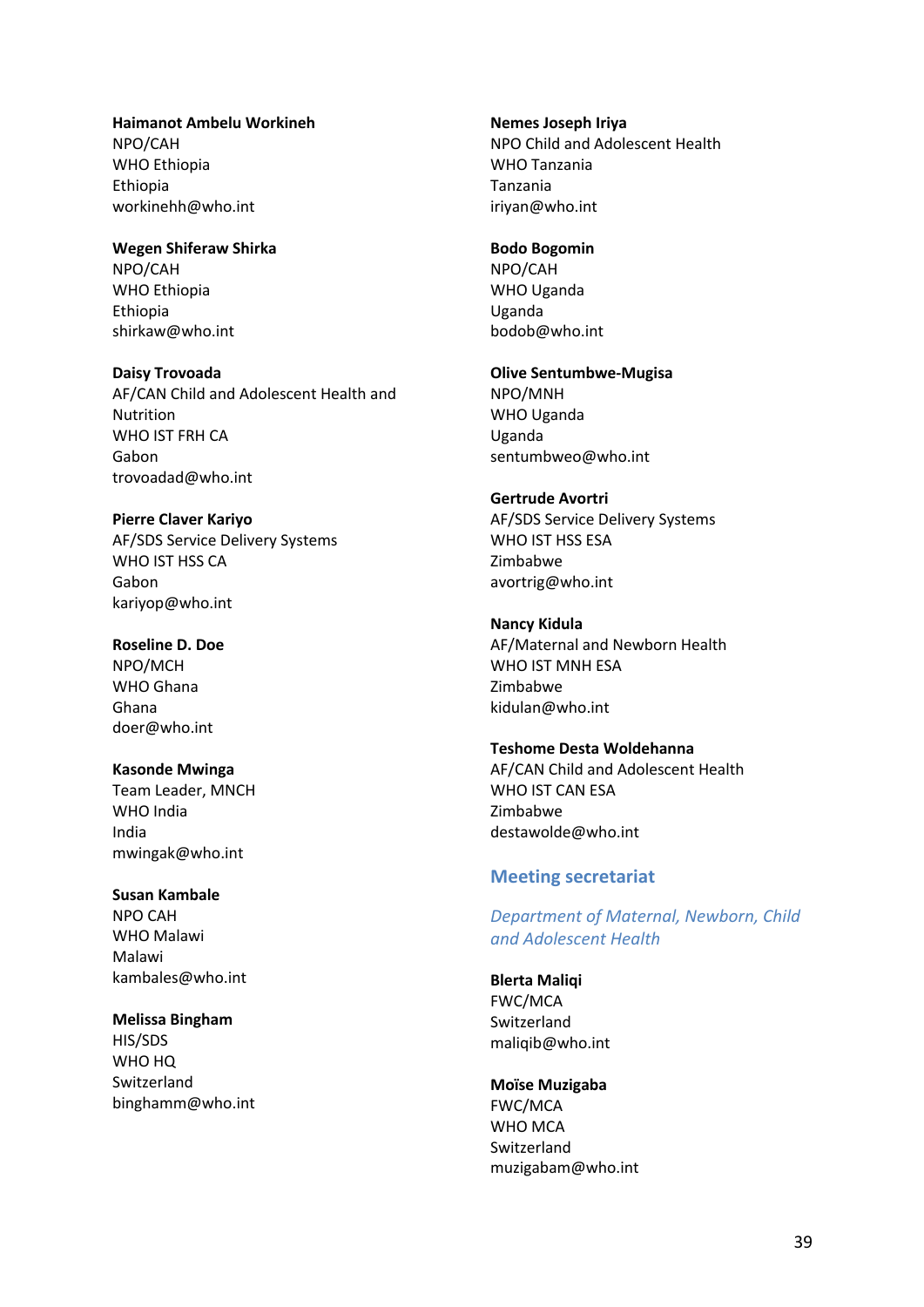**Haimanot Ambelu Workineh**
NPO/CAH
WHO Ethiopia
Ethiopia
workinehh@who.int

**Wegen Shiferaw Shirka**
NPO/CAH
WHO Ethiopia
Ethiopia
shirkaw@who.int

**Daisy Trovoada**
AF/CAN Child and Adolescent Health and Nutrition
WHO IST FRH CA
Gabon
trovoadad@who.int

**Pierre Claver Kariyo**
AF/SDS Service Delivery Systems
WHO IST HSS CA
Gabon
kariyop@who.int

**Roseline D. Doe**
NPO/MCH
WHO Ghana
Ghana
doer@who.int

**Kasonde Mwinga**
Team Leader, MNCH
WHO India
India
mwingak@who.int

**Susan Kambale**
NPO CAH
WHO Malawi
Malawi
kambales@who.int

**Melissa Bingham**
HIS/SDS
WHO HQ
Switzerland
binghamm@who.int

**Nemes Joseph Iriya**
NPO Child and Adolescent Health
WHO Tanzania
Tanzania
iriyan@who.int

**Bodo Bogomin**
NPO/CAH
WHO Uganda
Uganda
bodob@who.int

**Olive Sentumbwe-Mugisa**
NPO/MNH
WHO Uganda
Uganda
sentumbweo@who.int

**Gertrude Avortri**
AF/SDS Service Delivery Systems
WHO IST HSS ESA
Zimbabwe
avortrig@who.int

**Nancy Kidula**
AF/Maternal and Newborn Health
WHO IST MNH ESA
Zimbabwe
kidulan@who.int

**Teshome Desta Woldehanna**
AF/CAN Child and Adolescent Health
WHO IST CAN ESA
Zimbabwe
destawolde@who.int

## Meeting secretariat

*Department of Maternal, Newborn, Child and Adolescent Health*

**Blerta Maliqi**
FWC/MCA
Switzerland
maliqib@who.int

**Moïse Muzigaba**
FWC/MCA
WHO MCA
Switzerland
muzigabam@who.int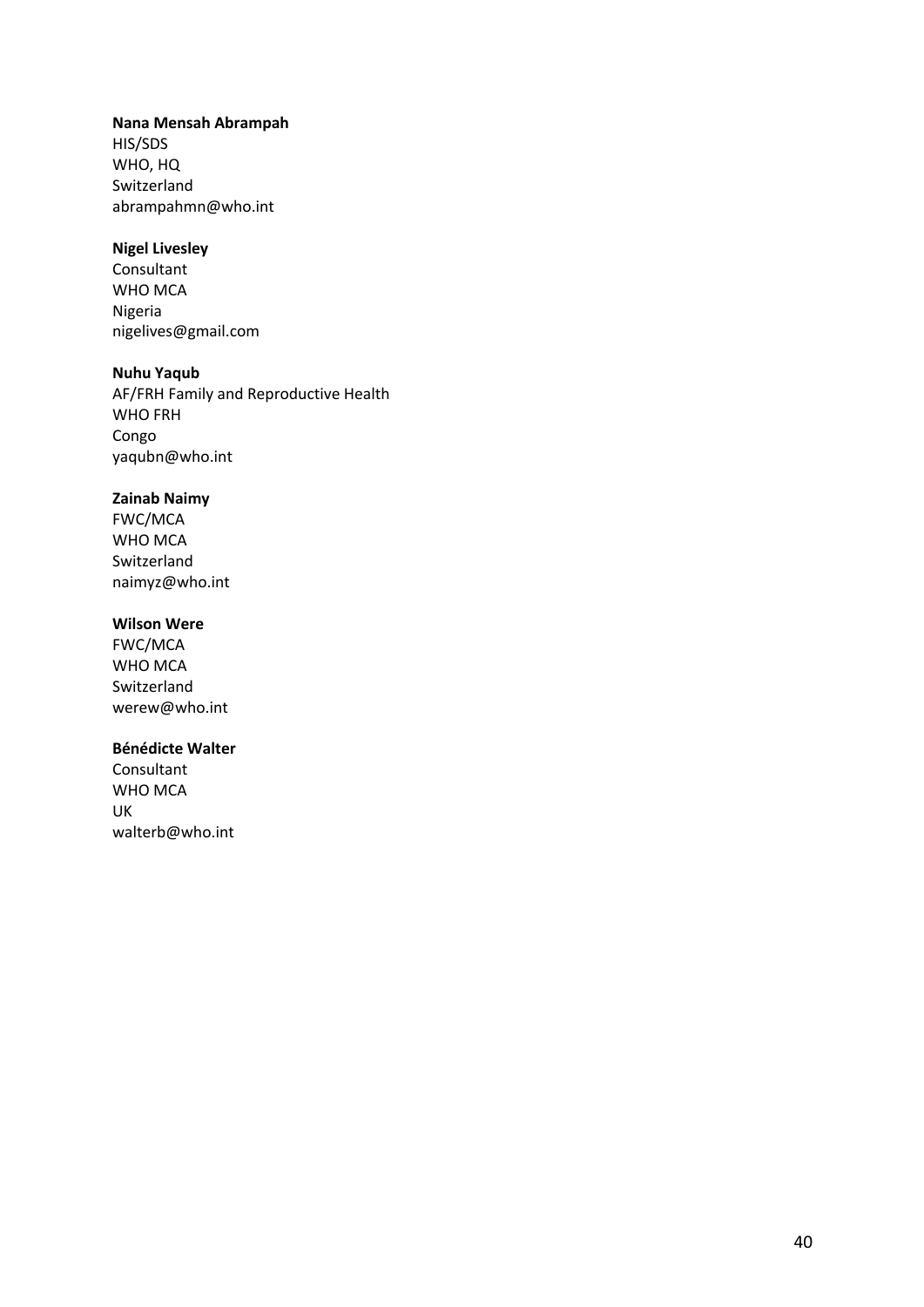**Nana Mensah Abrampah**
HIS/SDS
WHO, HQ
Switzerland
abrampahmn@who.int

**Nigel Livesley**
Consultant
WHO MCA
Nigeria
nigelives@gmail.com

**Nuhu Yaqub**
AF/FRH Family and Reproductive Health
WHO FRH
Congo
yaqubn@who.int

**Zainab Naimy**
FWC/MCA
WHO MCA
Switzerland
naimyz@who.int

**Wilson Were**
FWC/MCA
WHO MCA
Switzerland
werew@who.int

**Bénédicte Walter**
Consultant
WHO MCA
UK
walterb@who.int